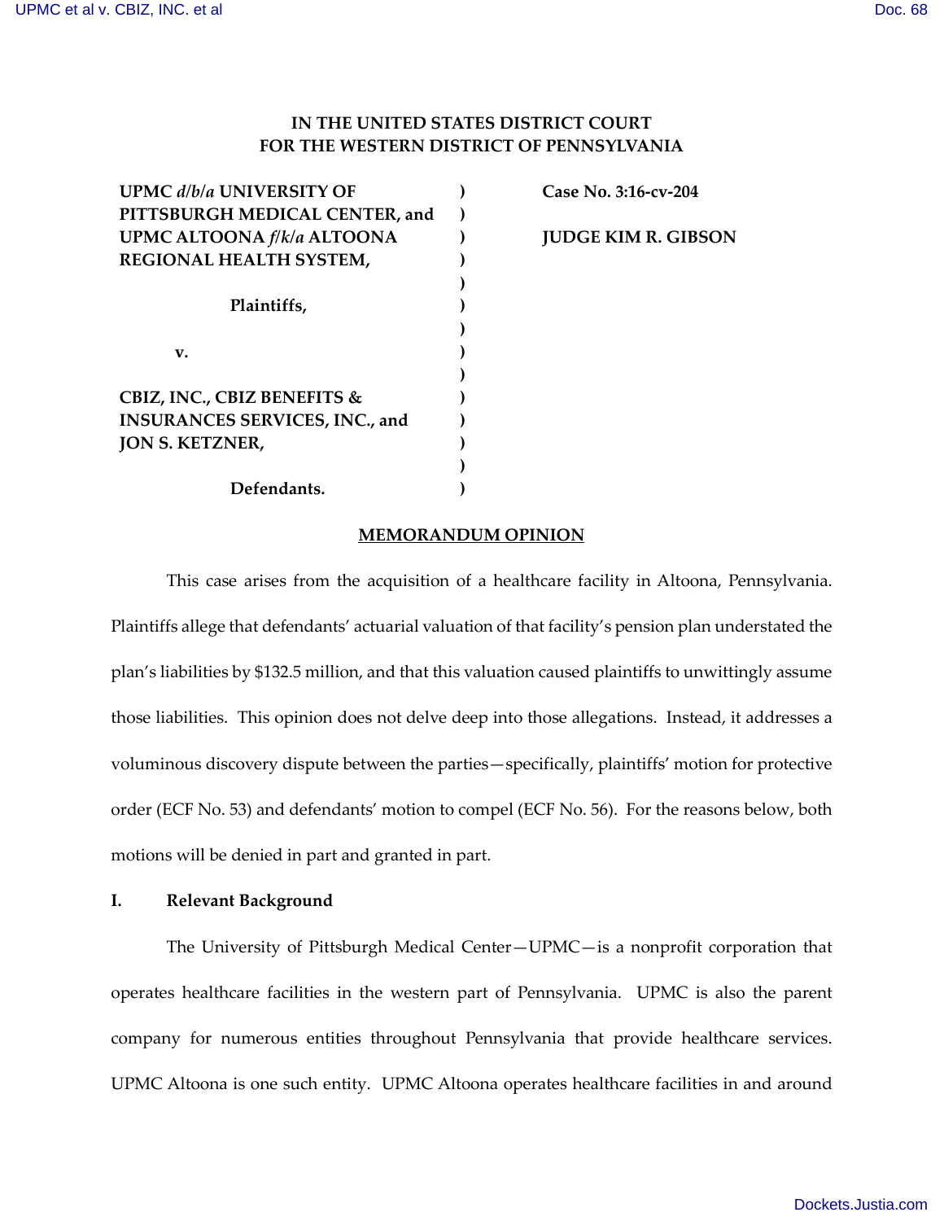**IN THE UNITED STATES DISTRICT COURT**
**FOR THE WESTERN DISTRICT OF PENNSYLVANIA**

| | | |
|---|---|---|
| **UPMC *d/b/a* UNIVERSITY OF PITTSBURGH MEDICAL CENTER, and UPMC ALTOONA *f/k/a* ALTOONA REGIONAL HEALTH SYSTEM,** | ) | **Case No. 3:16-cv-204** |
| **Plaintiffs,** | ) | **JUDGE KIM R. GIBSON** |
| **v.** | ) | |
| **CBIZ, INC., CBIZ BENEFITS & INSURANCES SERVICES, INC., and JON S. KETZNER,** | ) | |
| **Defendants.** | ) | |

## MEMORANDUM OPINION

This case arises from the acquisition of a healthcare facility in Altoona, Pennsylvania. Plaintiffs allege that defendants' actuarial valuation of that facility's pension plan understated the plan's liabilities by $132.5 million, and that this valuation caused plaintiffs to unwittingly assume those liabilities. This opinion does not delve deep into those allegations. Instead, it addresses a voluminous discovery dispute between the parties—specifically, plaintiffs' motion for protective order (ECF No. 53) and defendants' motion to compel (ECF No. 56). For the reasons below, both motions will be denied in part and granted in part.

## I. Relevant Background

The University of Pittsburgh Medical Center—UPMC—is a nonprofit corporation that operates healthcare facilities in the western part of Pennsylvania. UPMC is also the parent company for numerous entities throughout Pennsylvania that provide healthcare services. UPMC Altoona is one such entity. UPMC Altoona operates healthcare facilities in and around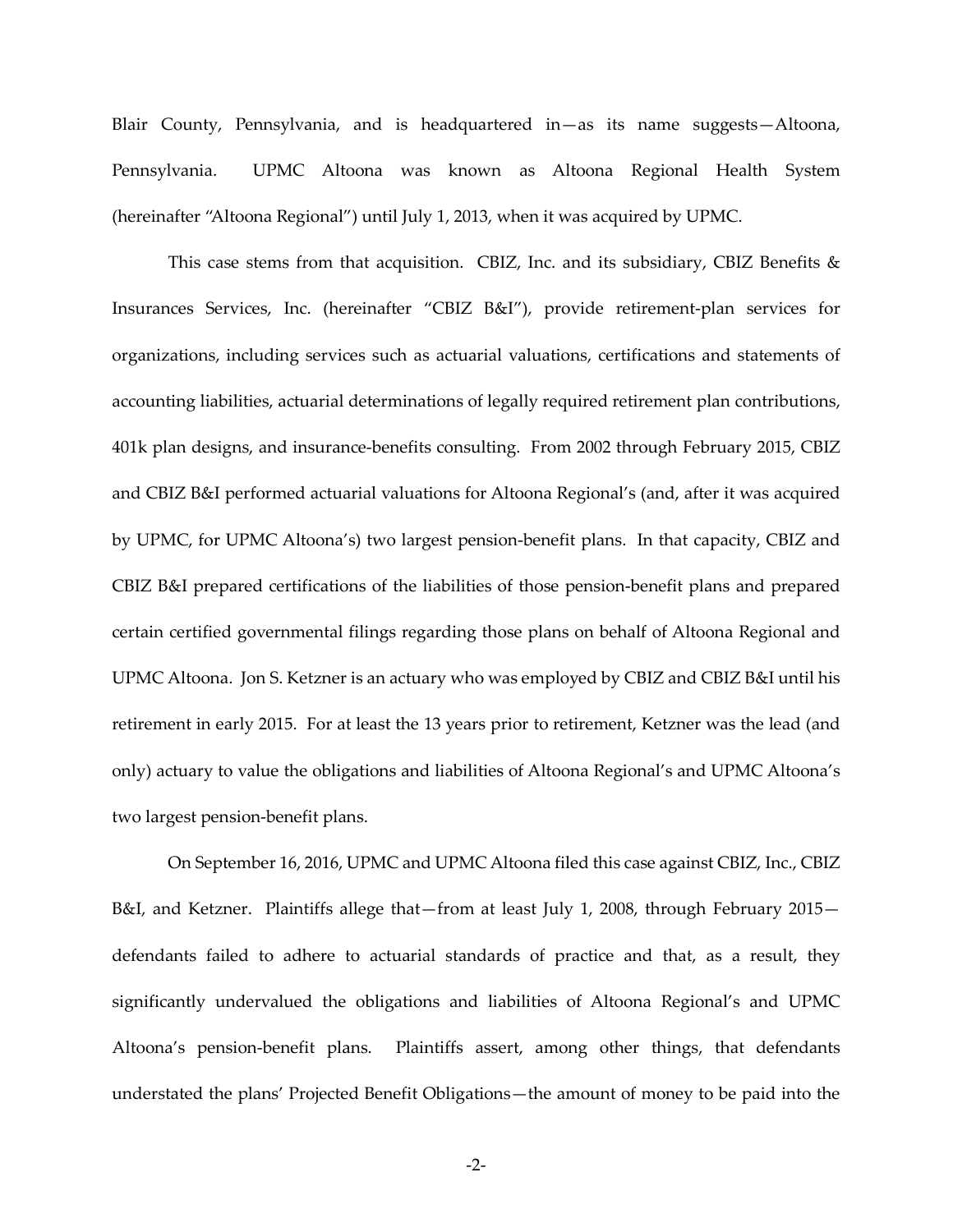Blair County, Pennsylvania, and is headquartered in—as its name suggests—Altoona, Pennsylvania. UPMC Altoona was known as Altoona Regional Health System (hereinafter "Altoona Regional") until July 1, 2013, when it was acquired by UPMC.

This case stems from that acquisition. CBIZ, Inc. and its subsidiary, CBIZ Benefits & Insurances Services, Inc. (hereinafter "CBIZ B&I"), provide retirement-plan services for organizations, including services such as actuarial valuations, certifications and statements of accounting liabilities, actuarial determinations of legally required retirement plan contributions, 401k plan designs, and insurance-benefits consulting. From 2002 through February 2015, CBIZ and CBIZ B&I performed actuarial valuations for Altoona Regional's (and, after it was acquired by UPMC, for UPMC Altoona's) two largest pension-benefit plans. In that capacity, CBIZ and CBIZ B&I prepared certifications of the liabilities of those pension-benefit plans and prepared certain certified governmental filings regarding those plans on behalf of Altoona Regional and UPMC Altoona. Jon S. Ketzner is an actuary who was employed by CBIZ and CBIZ B&I until his retirement in early 2015. For at least the 13 years prior to retirement, Ketzner was the lead (and only) actuary to value the obligations and liabilities of Altoona Regional's and UPMC Altoona's two largest pension-benefit plans.

On September 16, 2016, UPMC and UPMC Altoona filed this case against CBIZ, Inc., CBIZ B&I, and Ketzner. Plaintiffs allege that—from at least July 1, 2008, through February 2015—defendants failed to adhere to actuarial standards of practice and that, as a result, they significantly undervalued the obligations and liabilities of Altoona Regional's and UPMC Altoona's pension-benefit plans. Plaintiffs assert, among other things, that defendants understated the plans' Projected Benefit Obligations—the amount of money to be paid into the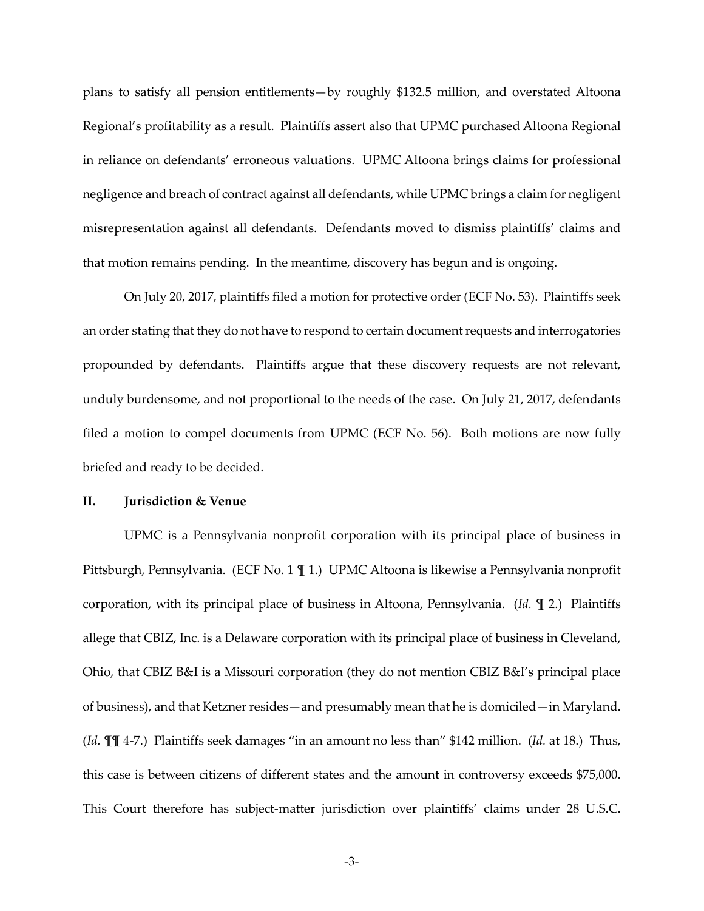plans to satisfy all pension entitlements—by roughly $132.5 million, and overstated Altoona Regional's profitability as a result. Plaintiffs assert also that UPMC purchased Altoona Regional in reliance on defendants' erroneous valuations. UPMC Altoona brings claims for professional negligence and breach of contract against all defendants, while UPMC brings a claim for negligent misrepresentation against all defendants. Defendants moved to dismiss plaintiffs' claims and that motion remains pending. In the meantime, discovery has begun and is ongoing.

On July 20, 2017, plaintiffs filed a motion for protective order (ECF No. 53). Plaintiffs seek an order stating that they do not have to respond to certain document requests and interrogatories propounded by defendants. Plaintiffs argue that these discovery requests are not relevant, unduly burdensome, and not proportional to the needs of the case. On July 21, 2017, defendants filed a motion to compel documents from UPMC (ECF No. 56). Both motions are now fully briefed and ready to be decided.

## II. Jurisdiction & Venue

UPMC is a Pennsylvania nonprofit corporation with its principal place of business in Pittsburgh, Pennsylvania. (ECF No. 1 ¶ 1.) UPMC Altoona is likewise a Pennsylvania nonprofit corporation, with its principal place of business in Altoona, Pennsylvania. (*Id.* ¶ 2.) Plaintiffs allege that CBIZ, Inc. is a Delaware corporation with its principal place of business in Cleveland, Ohio, that CBIZ B&I is a Missouri corporation (they do not mention CBIZ B&I's principal place of business), and that Ketzner resides—and presumably mean that he is domiciled—in Maryland. (*Id.* ¶¶ 4-7.) Plaintiffs seek damages "in an amount no less than" $142 million. (*Id.* at 18.) Thus, this case is between citizens of different states and the amount in controversy exceeds $75,000. This Court therefore has subject-matter jurisdiction over plaintiffs' claims under 28 U.S.C.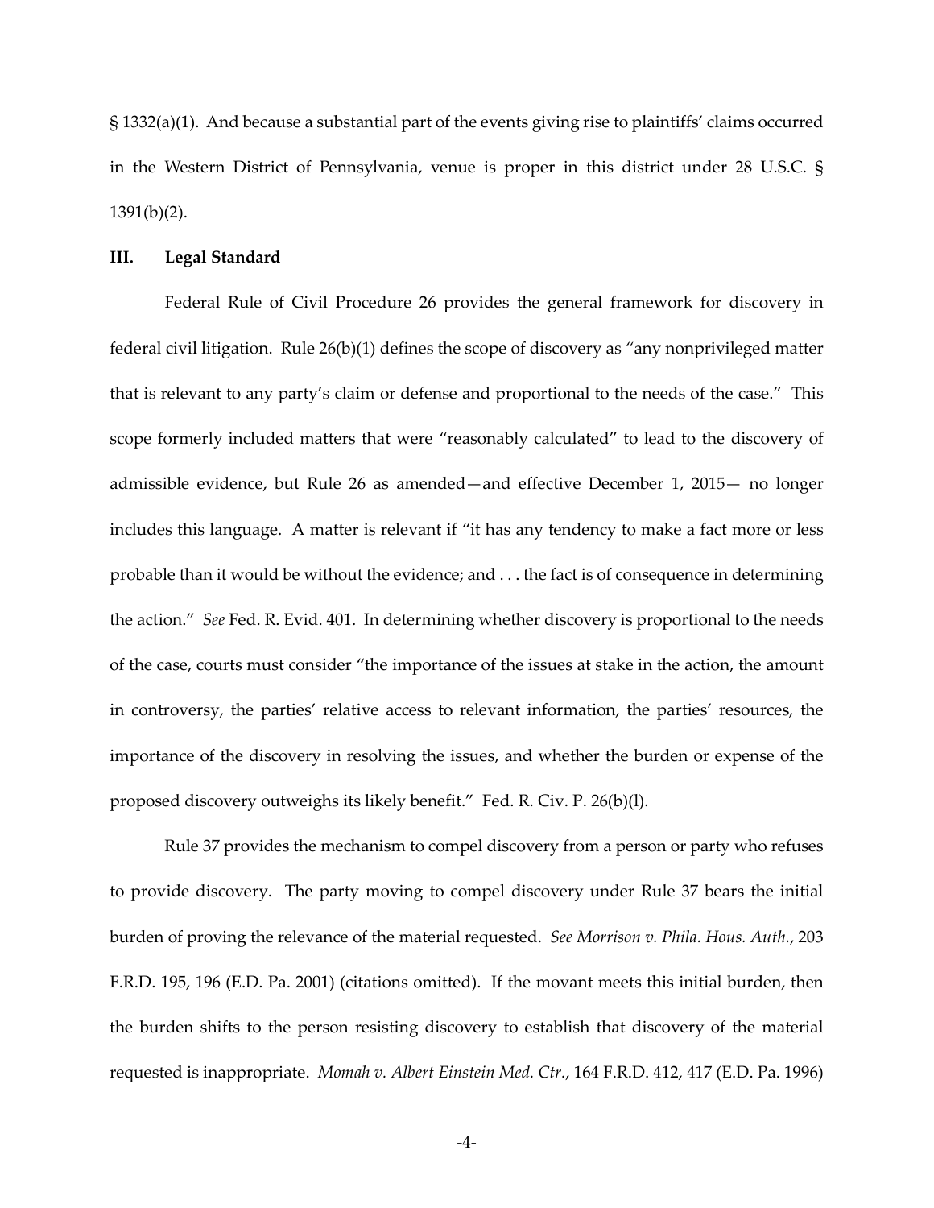§ 1332(a)(1). And because a substantial part of the events giving rise to plaintiffs' claims occurred in the Western District of Pennsylvania, venue is proper in this district under 28 U.S.C. § 1391(b)(2).

## III. Legal Standard

Federal Rule of Civil Procedure 26 provides the general framework for discovery in federal civil litigation. Rule 26(b)(1) defines the scope of discovery as "any nonprivileged matter that is relevant to any party's claim or defense and proportional to the needs of the case." This scope formerly included matters that were "reasonably calculated" to lead to the discovery of admissible evidence, but Rule 26 as amended—and effective December 1, 2015— no longer includes this language. A matter is relevant if "it has any tendency to make a fact more or less probable than it would be without the evidence; and . . . the fact is of consequence in determining the action." *See* Fed. R. Evid. 401. In determining whether discovery is proportional to the needs of the case, courts must consider "the importance of the issues at stake in the action, the amount in controversy, the parties' relative access to relevant information, the parties' resources, the importance of the discovery in resolving the issues, and whether the burden or expense of the proposed discovery outweighs its likely benefit." Fed. R. Civ. P. 26(b)(l).

Rule 37 provides the mechanism to compel discovery from a person or party who refuses to provide discovery. The party moving to compel discovery under Rule 37 bears the initial burden of proving the relevance of the material requested. *See Morrison v. Phila. Hous. Auth.*, 203 F.R.D. 195, 196 (E.D. Pa. 2001) (citations omitted). If the movant meets this initial burden, then the burden shifts to the person resisting discovery to establish that discovery of the material requested is inappropriate. *Momah v. Albert Einstein Med. Ctr.*, 164 F.R.D. 412, 417 (E.D. Pa. 1996)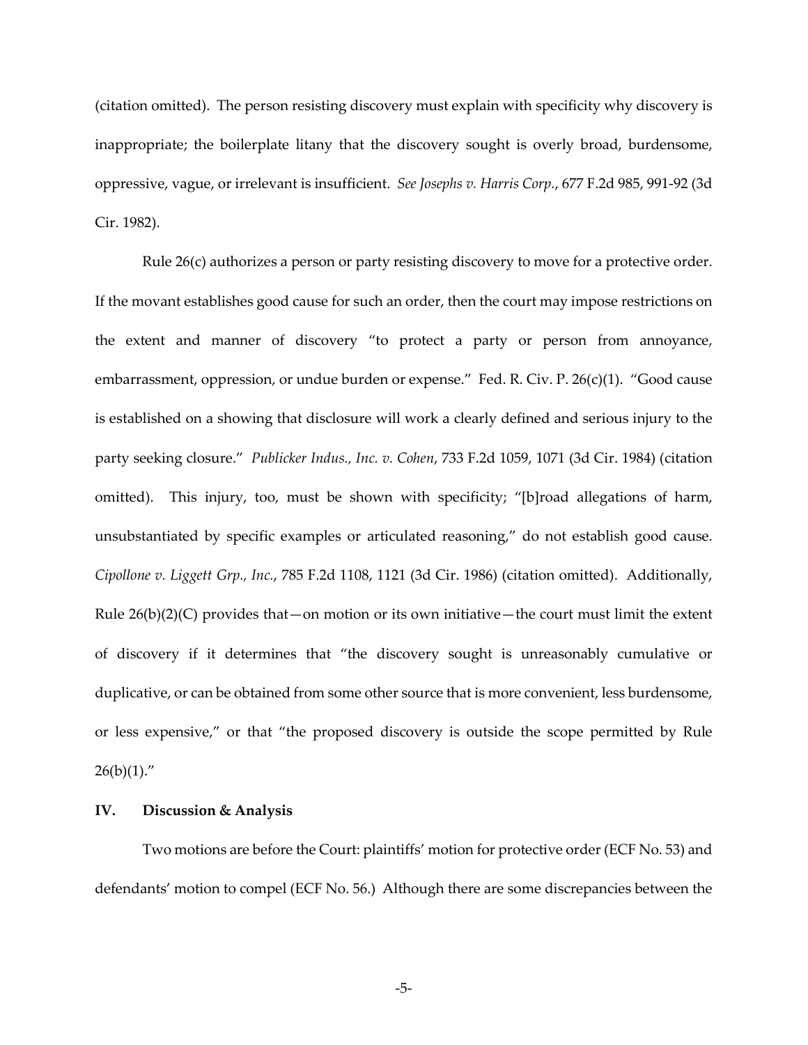(citation omitted). The person resisting discovery must explain with specificity why discovery is inappropriate; the boilerplate litany that the discovery sought is overly broad, burdensome, oppressive, vague, or irrelevant is insufficient. *See Josephs v. Harris Corp.*, 677 F.2d 985, 991-92 (3d Cir. 1982).

Rule 26(c) authorizes a person or party resisting discovery to move for a protective order. If the movant establishes good cause for such an order, then the court may impose restrictions on the extent and manner of discovery "to protect a party or person from annoyance, embarrassment, oppression, or undue burden or expense." Fed. R. Civ. P. 26(c)(1). "Good cause is established on a showing that disclosure will work a clearly defined and serious injury to the party seeking closure." *Publicker Indus., Inc. v. Cohen*, 733 F.2d 1059, 1071 (3d Cir. 1984) (citation omitted). This injury, too, must be shown with specificity; "[b]road allegations of harm, unsubstantiated by specific examples or articulated reasoning," do not establish good cause. *Cipollone v. Liggett Grp., Inc.*, 785 F.2d 1108, 1121 (3d Cir. 1986) (citation omitted). Additionally, Rule 26(b)(2)(C) provides that—on motion or its own initiative—the court must limit the extent of discovery if it determines that "the discovery sought is unreasonably cumulative or duplicative, or can be obtained from some other source that is more convenient, less burdensome, or less expensive," or that "the proposed discovery is outside the scope permitted by Rule 26(b)(1)."

## IV. Discussion & Analysis

Two motions are before the Court: plaintiffs' motion for protective order (ECF No. 53) and defendants' motion to compel (ECF No. 56.) Although there are some discrepancies between the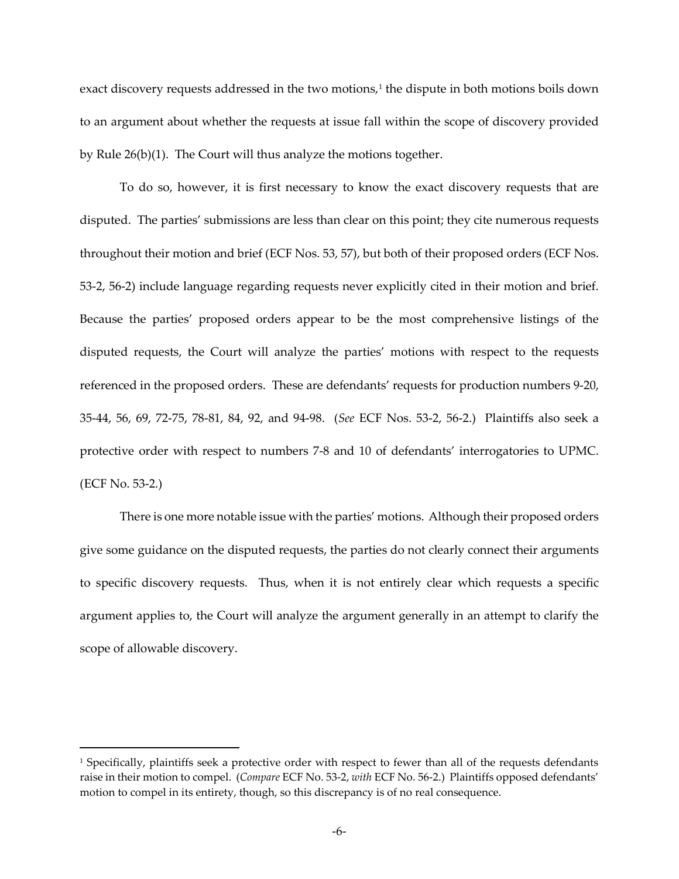exact discovery requests addressed in the two motions,[1] the dispute in both motions boils down to an argument about whether the requests at issue fall within the scope of discovery provided by Rule 26(b)(1). The Court will thus analyze the motions together.

To do so, however, it is first necessary to know the exact discovery requests that are disputed. The parties' submissions are less than clear on this point; they cite numerous requests throughout their motion and brief (ECF Nos. 53, 57), but both of their proposed orders (ECF Nos. 53-2, 56-2) include language regarding requests never explicitly cited in their motion and brief. Because the parties' proposed orders appear to be the most comprehensive listings of the disputed requests, the Court will analyze the parties' motions with respect to the requests referenced in the proposed orders. These are defendants' requests for production numbers 9-20, 35-44, 56, 69, 72-75, 78-81, 84, 92, and 94-98. (*See* ECF Nos. 53-2, 56-2.) Plaintiffs also seek a protective order with respect to numbers 7-8 and 10 of defendants' interrogatories to UPMC. (ECF No. 53-2.)

There is one more notable issue with the parties' motions. Although their proposed orders give some guidance on the disputed requests, the parties do not clearly connect their arguments to specific discovery requests. Thus, when it is not entirely clear which requests a specific argument applies to, the Court will analyze the argument generally in an attempt to clarify the scope of allowable discovery.

[1] Specifically, plaintiffs seek a protective order with respect to fewer than all of the requests defendants raise in their motion to compel. (*Compare* ECF No. 53-2, *with* ECF No. 56-2.) Plaintiffs opposed defendants' motion to compel in its entirety, though, so this discrepancy is of no real consequence.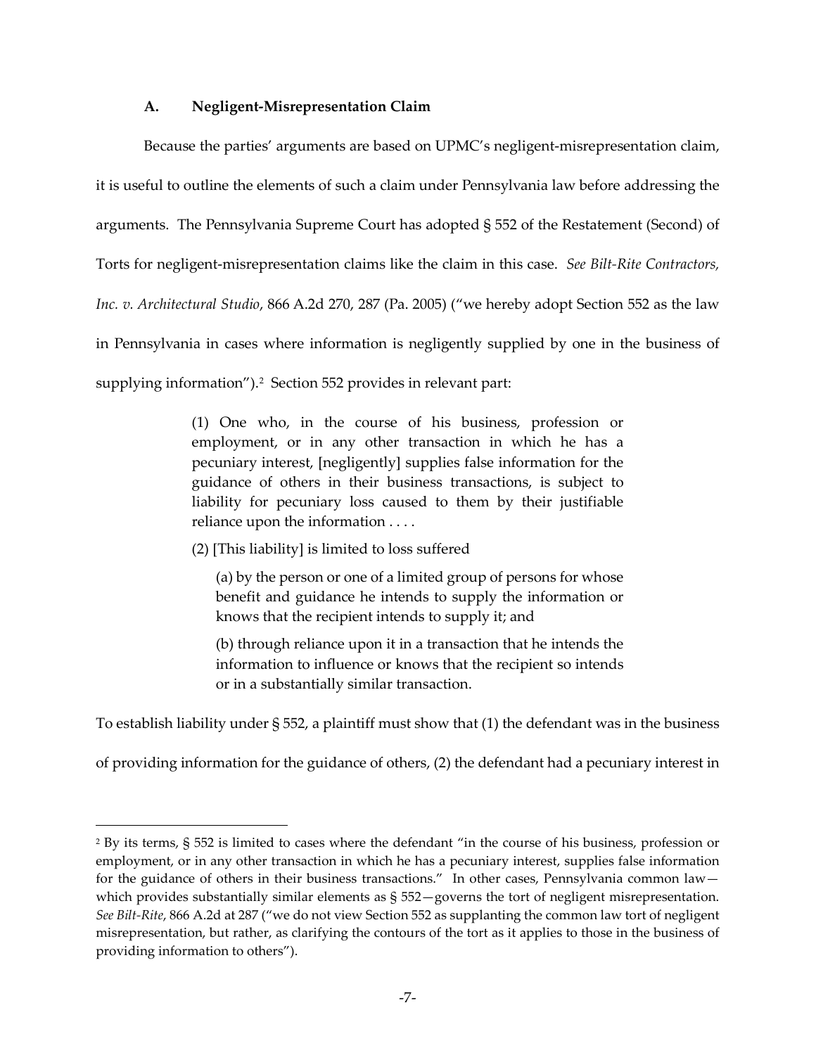### A. Negligent-Misrepresentation Claim

Because the parties' arguments are based on UPMC's negligent-misrepresentation claim, it is useful to outline the elements of such a claim under Pennsylvania law before addressing the arguments. The Pennsylvania Supreme Court has adopted § 552 of the Restatement (Second) of Torts for negligent-misrepresentation claims like the claim in this case. *See Bilt-Rite Contractors, Inc. v. Architectural Studio*, 866 A.2d 270, 287 (Pa. 2005) ("we hereby adopt Section 552 as the law in Pennsylvania in cases where information is negligently supplied by one in the business of supplying information").[2] Section 552 provides in relevant part:

> (1) One who, in the course of his business, profession or employment, or in any other transaction in which he has a pecuniary interest, [negligently] supplies false information for the guidance of others in their business transactions, is subject to liability for pecuniary loss caused to them by their justifiable reliance upon the information . . . .
>
> (2) [This liability] is limited to loss suffered
>
> (a) by the person or one of a limited group of persons for whose benefit and guidance he intends to supply the information or knows that the recipient intends to supply it; and
>
> (b) through reliance upon it in a transaction that he intends the information to influence or knows that the recipient so intends or in a substantially similar transaction.

To establish liability under § 552, a plaintiff must show that (1) the defendant was in the business of providing information for the guidance of others, (2) the defendant had a pecuniary interest in

---

[2] By its terms, § 552 is limited to cases where the defendant "in the course of his business, profession or employment, or in any other transaction in which he has a pecuniary interest, supplies false information for the guidance of others in their business transactions." In other cases, Pennsylvania common law—which provides substantially similar elements as § 552—governs the tort of negligent misrepresentation. *See Bilt-Rite*, 866 A.2d at 287 ("we do not view Section 552 as supplanting the common law tort of negligent misrepresentation, but rather, as clarifying the contours of the tort as it applies to those in the business of providing information to others").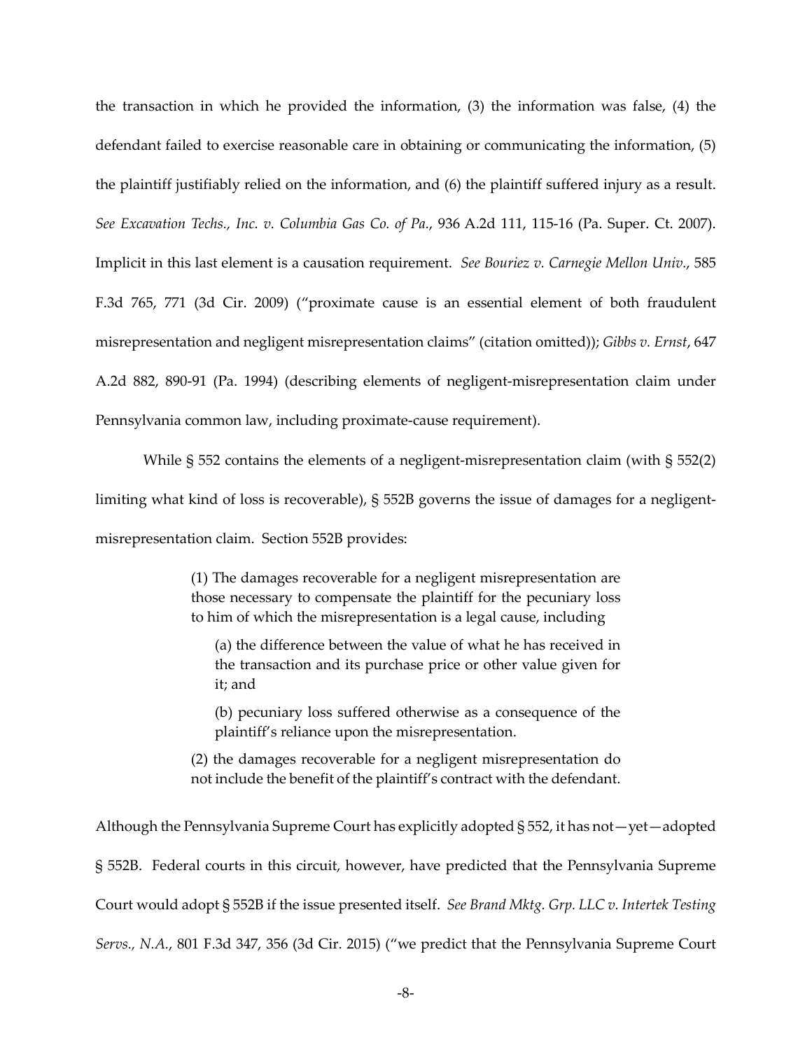the transaction in which he provided the information, (3) the information was false, (4) the defendant failed to exercise reasonable care in obtaining or communicating the information, (5) the plaintiff justifiably relied on the information, and (6) the plaintiff suffered injury as a result. *See Excavation Techs., Inc. v. Columbia Gas Co. of Pa.*, 936 A.2d 111, 115-16 (Pa. Super. Ct. 2007). Implicit in this last element is a causation requirement. *See Bouriez v. Carnegie Mellon Univ.*, 585 F.3d 765, 771 (3d Cir. 2009) ("proximate cause is an essential element of both fraudulent misrepresentation and negligent misrepresentation claims" (citation omitted)); *Gibbs v. Ernst*, 647 A.2d 882, 890-91 (Pa. 1994) (describing elements of negligent-misrepresentation claim under Pennsylvania common law, including proximate-cause requirement).

While § 552 contains the elements of a negligent-misrepresentation claim (with § 552(2) limiting what kind of loss is recoverable), § 552B governs the issue of damages for a negligent-misrepresentation claim. Section 552B provides:

> (1) The damages recoverable for a negligent misrepresentation are those necessary to compensate the plaintiff for the pecuniary loss to him of which the misrepresentation is a legal cause, including
>
> (a) the difference between the value of what he has received in the transaction and its purchase price or other value given for it; and
>
> (b) pecuniary loss suffered otherwise as a consequence of the plaintiff's reliance upon the misrepresentation.
>
> (2) the damages recoverable for a negligent misrepresentation do not include the benefit of the plaintiff's contract with the defendant.

Although the Pennsylvania Supreme Court has explicitly adopted § 552, it has not—yet—adopted § 552B. Federal courts in this circuit, however, have predicted that the Pennsylvania Supreme Court would adopt § 552B if the issue presented itself. *See Brand Mktg. Grp. LLC v. Intertek Testing Servs., N.A.*, 801 F.3d 347, 356 (3d Cir. 2015) ("we predict that the Pennsylvania Supreme Court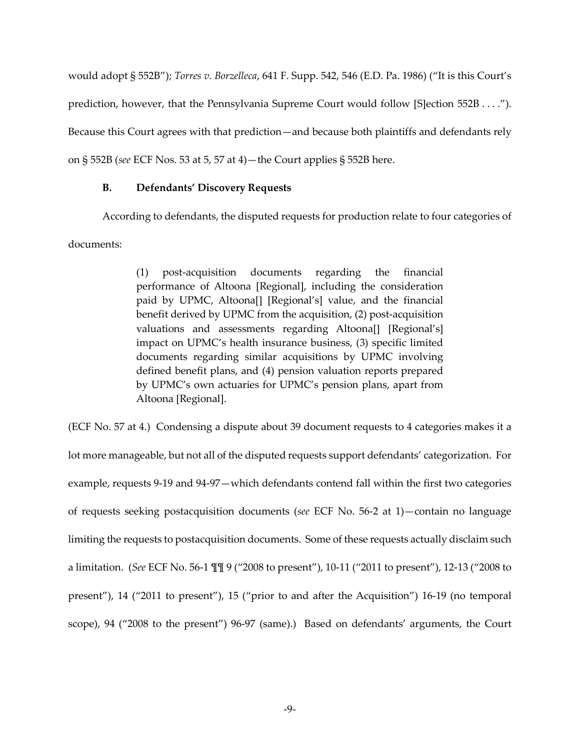would adopt § 552B"); *Torres v. Borzelleca*, 641 F. Supp. 542, 546 (E.D. Pa. 1986) ("It is this Court's prediction, however, that the Pennsylvania Supreme Court would follow [S]ection 552B . . . ."). Because this Court agrees with that prediction—and because both plaintiffs and defendants rely on § 552B (*see* ECF Nos. 53 at 5, 57 at 4)—the Court applies § 552B here.

### B. Defendants' Discovery Requests

According to defendants, the disputed requests for production relate to four categories of documents:

> (1) post-acquisition documents regarding the financial performance of Altoona [Regional], including the consideration paid by UPMC, Altoona[] [Regional's] value, and the financial benefit derived by UPMC from the acquisition, (2) post-acquisition valuations and assessments regarding Altoona[] [Regional's] impact on UPMC's health insurance business, (3) specific limited documents regarding similar acquisitions by UPMC involving defined benefit plans, and (4) pension valuation reports prepared by UPMC's own actuaries for UPMC's pension plans, apart from Altoona [Regional].

(ECF No. 57 at 4.) Condensing a dispute about 39 document requests to 4 categories makes it a lot more manageable, but not all of the disputed requests support defendants' categorization. For example, requests 9-19 and 94-97—which defendants contend fall within the first two categories of requests seeking postacquisition documents (*see* ECF No. 56-2 at 1)—contain no language limiting the requests to postacquisition documents. Some of these requests actually disclaim such a limitation. (*See* ECF No. 56-1 ¶¶ 9 ("2008 to present"), 10-11 ("2011 to present"), 12-13 ("2008 to present"), 14 ("2011 to present"), 15 ("prior to and after the Acquisition") 16-19 (no temporal scope), 94 ("2008 to the present") 96-97 (same).) Based on defendants' arguments, the Court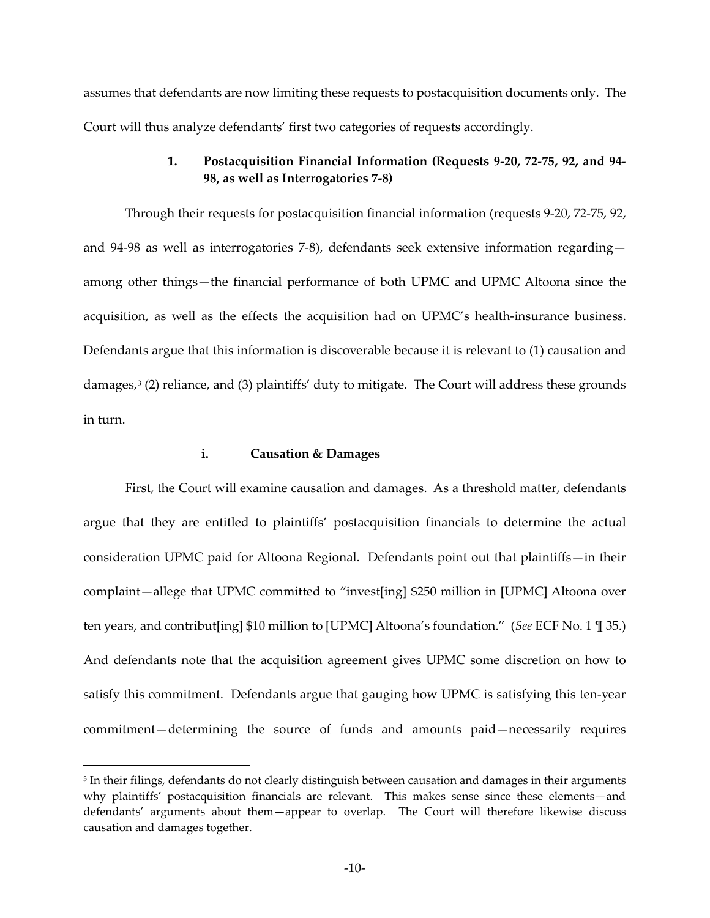assumes that defendants are now limiting these requests to postacquisition documents only. The Court will thus analyze defendants' first two categories of requests accordingly.

### 1. Postacquisition Financial Information (Requests 9-20, 72-75, 92, and 94-98, as well as Interrogatories 7-8)

Through their requests for postacquisition financial information (requests 9-20, 72-75, 92, and 94-98 as well as interrogatories 7-8), defendants seek extensive information regarding—among other things—the financial performance of both UPMC and UPMC Altoona since the acquisition, as well as the effects the acquisition had on UPMC's health-insurance business. Defendants argue that this information is discoverable because it is relevant to (1) causation and damages,[3] (2) reliance, and (3) plaintiffs' duty to mitigate. The Court will address these grounds in turn.

#### i. Causation & Damages

First, the Court will examine causation and damages. As a threshold matter, defendants argue that they are entitled to plaintiffs' postacquisition financials to determine the actual consideration UPMC paid for Altoona Regional. Defendants point out that plaintiffs—in their complaint—allege that UPMC committed to "invest[ing] $250 million in [UPMC] Altoona over ten years, and contribut[ing] $10 million to [UPMC] Altoona's foundation." (*See* ECF No. 1 ¶ 35.) And defendants note that the acquisition agreement gives UPMC some discretion on how to satisfy this commitment. Defendants argue that gauging how UPMC is satisfying this ten-year commitment—determining the source of funds and amounts paid—necessarily requires

---

[3] In their filings, defendants do not clearly distinguish between causation and damages in their arguments why plaintiffs' postacquisition financials are relevant. This makes sense since these elements—and defendants' arguments about them—appear to overlap. The Court will therefore likewise discuss causation and damages together.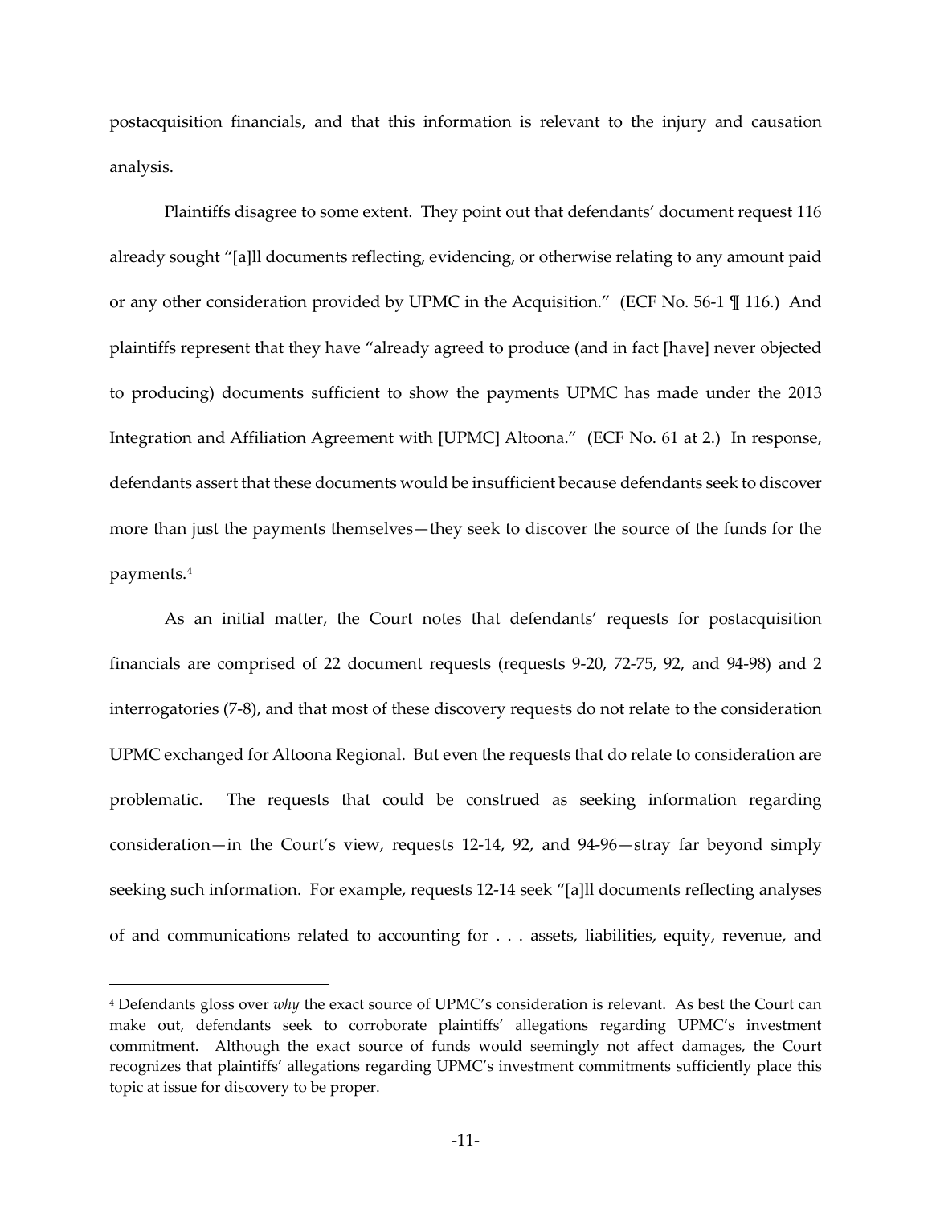postacquisition financials, and that this information is relevant to the injury and causation analysis.

Plaintiffs disagree to some extent. They point out that defendants' document request 116 already sought "[a]ll documents reflecting, evidencing, or otherwise relating to any amount paid or any other consideration provided by UPMC in the Acquisition." (ECF No. 56-1 ¶ 116.) And plaintiffs represent that they have "already agreed to produce (and in fact [have] never objected to producing) documents sufficient to show the payments UPMC has made under the 2013 Integration and Affiliation Agreement with [UPMC] Altoona." (ECF No. 61 at 2.) In response, defendants assert that these documents would be insufficient because defendants seek to discover more than just the payments themselves—they seek to discover the source of the funds for the payments.[4]

As an initial matter, the Court notes that defendants' requests for postacquisition financials are comprised of 22 document requests (requests 9-20, 72-75, 92, and 94-98) and 2 interrogatories (7-8), and that most of these discovery requests do not relate to the consideration UPMC exchanged for Altoona Regional. But even the requests that do relate to consideration are problematic. The requests that could be construed as seeking information regarding consideration—in the Court's view, requests 12-14, 92, and 94-96—stray far beyond simply seeking such information. For example, requests 12-14 seek "[a]ll documents reflecting analyses of and communications related to accounting for . . . assets, liabilities, equity, revenue, and

[4] Defendants gloss over *why* the exact source of UPMC's consideration is relevant. As best the Court can make out, defendants seek to corroborate plaintiffs' allegations regarding UPMC's investment commitment. Although the exact source of funds would seemingly not affect damages, the Court recognizes that plaintiffs' allegations regarding UPMC's investment commitments sufficiently place this topic at issue for discovery to be proper.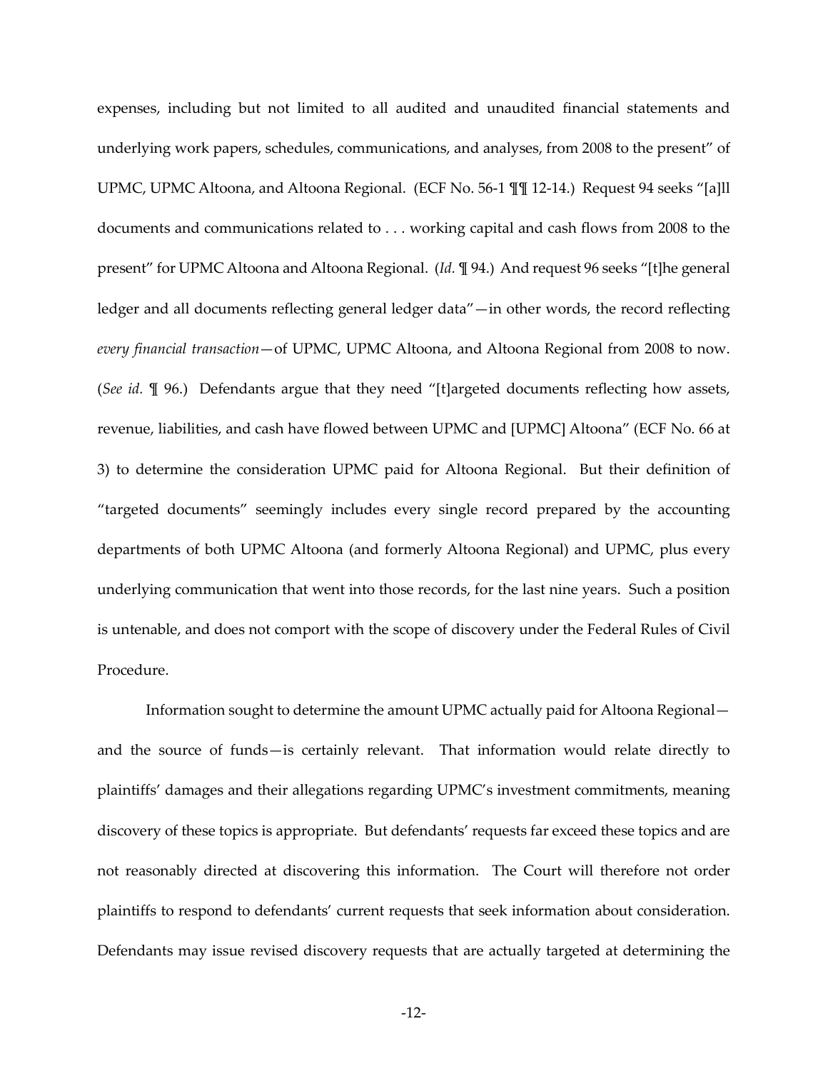expenses, including but not limited to all audited and unaudited financial statements and underlying work papers, schedules, communications, and analyses, from 2008 to the present" of UPMC, UPMC Altoona, and Altoona Regional. (ECF No. 56-1 ¶¶ 12-14.) Request 94 seeks "[a]ll documents and communications related to . . . working capital and cash flows from 2008 to the present" for UPMC Altoona and Altoona Regional. (*Id.* ¶ 94.) And request 96 seeks "[t]he general ledger and all documents reflecting general ledger data"—in other words, the record reflecting *every financial transaction*—of UPMC, UPMC Altoona, and Altoona Regional from 2008 to now. (*See id.* ¶ 96.) Defendants argue that they need "[t]argeted documents reflecting how assets, revenue, liabilities, and cash have flowed between UPMC and [UPMC] Altoona" (ECF No. 66 at 3) to determine the consideration UPMC paid for Altoona Regional. But their definition of "targeted documents" seemingly includes every single record prepared by the accounting departments of both UPMC Altoona (and formerly Altoona Regional) and UPMC, plus every underlying communication that went into those records, for the last nine years. Such a position is untenable, and does not comport with the scope of discovery under the Federal Rules of Civil Procedure.

Information sought to determine the amount UPMC actually paid for Altoona Regional—and the source of funds—is certainly relevant. That information would relate directly to plaintiffs' damages and their allegations regarding UPMC's investment commitments, meaning discovery of these topics is appropriate. But defendants' requests far exceed these topics and are not reasonably directed at discovering this information. The Court will therefore not order plaintiffs to respond to defendants' current requests that seek information about consideration. Defendants may issue revised discovery requests that are actually targeted at determining the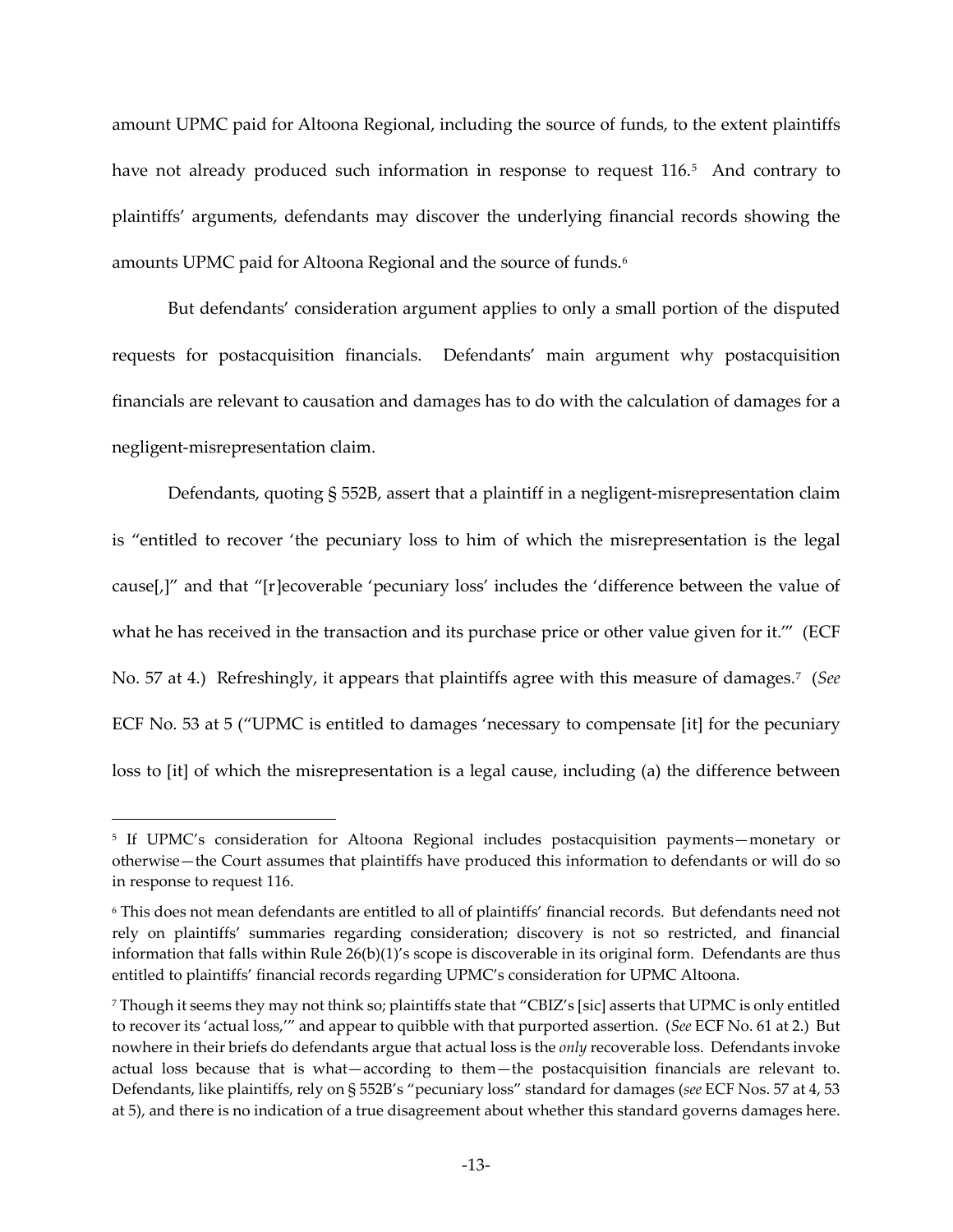amount UPMC paid for Altoona Regional, including the source of funds, to the extent plaintiffs have not already produced such information in response to request 116.[5] And contrary to plaintiffs' arguments, defendants may discover the underlying financial records showing the amounts UPMC paid for Altoona Regional and the source of funds.[6]

But defendants' consideration argument applies to only a small portion of the disputed requests for postacquisition financials. Defendants' main argument why postacquisition financials are relevant to causation and damages has to do with the calculation of damages for a negligent-misrepresentation claim.

Defendants, quoting § 552B, assert that a plaintiff in a negligent-misrepresentation claim is "entitled to recover 'the pecuniary loss to him of which the misrepresentation is the legal cause[,]" and that "[r]ecoverable 'pecuniary loss' includes the 'difference between the value of what he has received in the transaction and its purchase price or other value given for it.'" (ECF No. 57 at 4.) Refreshingly, it appears that plaintiffs agree with this measure of damages.[7] (*See* ECF No. 53 at 5 ("UPMC is entitled to damages 'necessary to compensate [it] for the pecuniary loss to [it] of which the misrepresentation is a legal cause, including (a) the difference between

---

[5] If UPMC's consideration for Altoona Regional includes postacquisition payments—monetary or otherwise—the Court assumes that plaintiffs have produced this information to defendants or will do so in response to request 116.

[6] This does not mean defendants are entitled to all of plaintiffs' financial records. But defendants need not rely on plaintiffs' summaries regarding consideration; discovery is not so restricted, and financial information that falls within Rule 26(b)(1)'s scope is discoverable in its original form. Defendants are thus entitled to plaintiffs' financial records regarding UPMC's consideration for UPMC Altoona.

[7] Though it seems they may not think so; plaintiffs state that "CBIZ's [sic] asserts that UPMC is only entitled to recover its 'actual loss,'" and appear to quibble with that purported assertion. (*See* ECF No. 61 at 2.) But nowhere in their briefs do defendants argue that actual loss is the *only* recoverable loss. Defendants invoke actual loss because that is what—according to them—the postacquisition financials are relevant to. Defendants, like plaintiffs, rely on § 552B's "pecuniary loss" standard for damages (*see* ECF Nos. 57 at 4, 53 at 5), and there is no indication of a true disagreement about whether this standard governs damages here.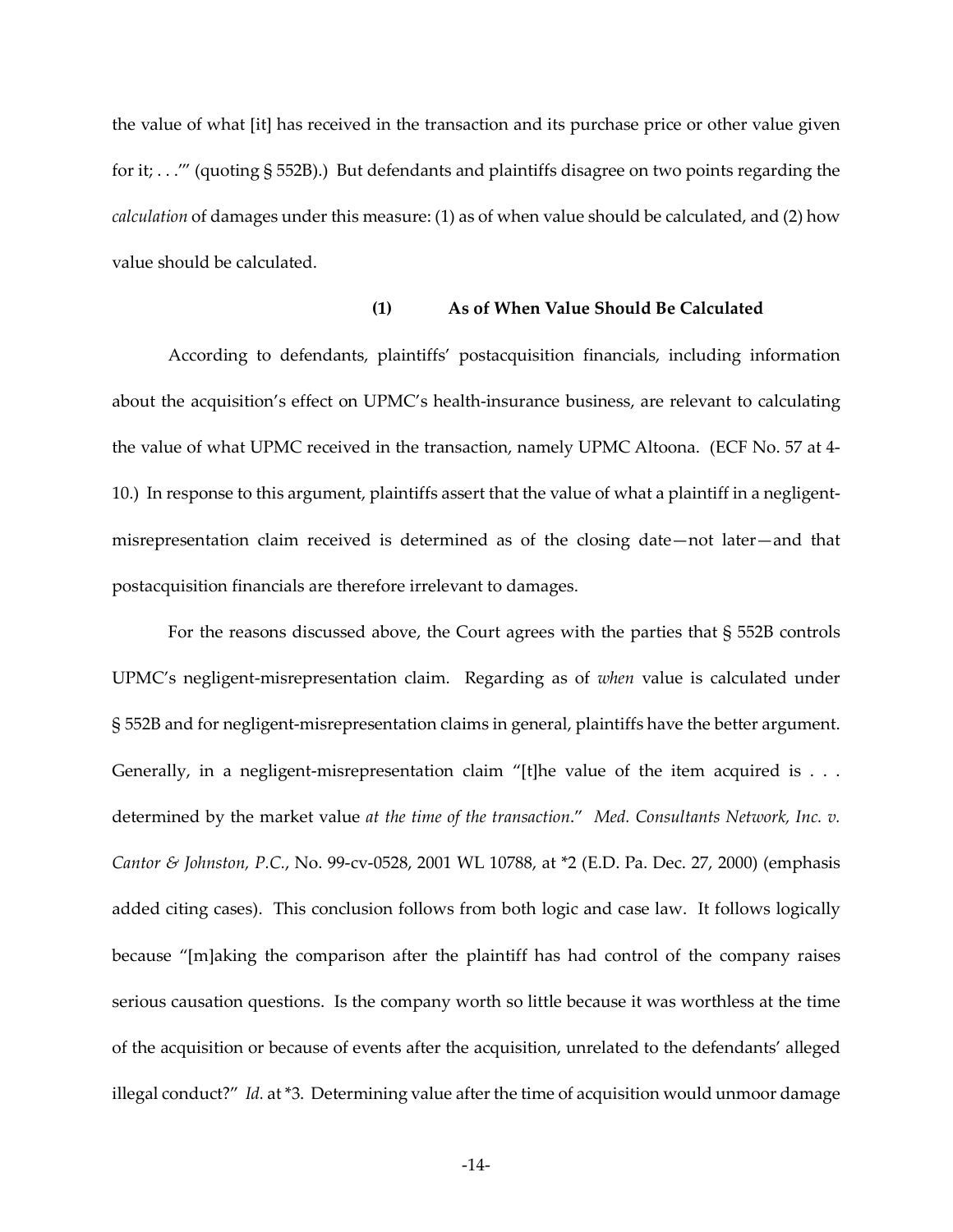the value of what [it] has received in the transaction and its purchase price or other value given for it; . . .'" (quoting § 552B).) But defendants and plaintiffs disagree on two points regarding the *calculation* of damages under this measure: (1) as of when value should be calculated, and (2) how value should be calculated.

**(1) As of When Value Should Be Calculated**

According to defendants, plaintiffs' postacquisition financials, including information about the acquisition's effect on UPMC's health-insurance business, are relevant to calculating the value of what UPMC received in the transaction, namely UPMC Altoona. (ECF No. 57 at 4-10.) In response to this argument, plaintiffs assert that the value of what a plaintiff in a negligent-misrepresentation claim received is determined as of the closing date—not later—and that postacquisition financials are therefore irrelevant to damages.

For the reasons discussed above, the Court agrees with the parties that § 552B controls UPMC's negligent-misrepresentation claim. Regarding as of *when* value is calculated under § 552B and for negligent-misrepresentation claims in general, plaintiffs have the better argument. Generally, in a negligent-misrepresentation claim "[t]he value of the item acquired is . . . determined by the market value *at the time of the transaction*." *Med. Consultants Network, Inc. v. Cantor & Johnston, P.C.*, No. 99-cv-0528, 2001 WL 10788, at *2 (E.D. Pa. Dec. 27, 2000) (emphasis added citing cases). This conclusion follows from both logic and case law. It follows logically because "[m]aking the comparison after the plaintiff has had control of the company raises serious causation questions. Is the company worth so little because it was worthless at the time of the acquisition or because of events after the acquisition, unrelated to the defendants' alleged illegal conduct?" *Id.* at *3. Determining value after the time of acquisition would unmoor damage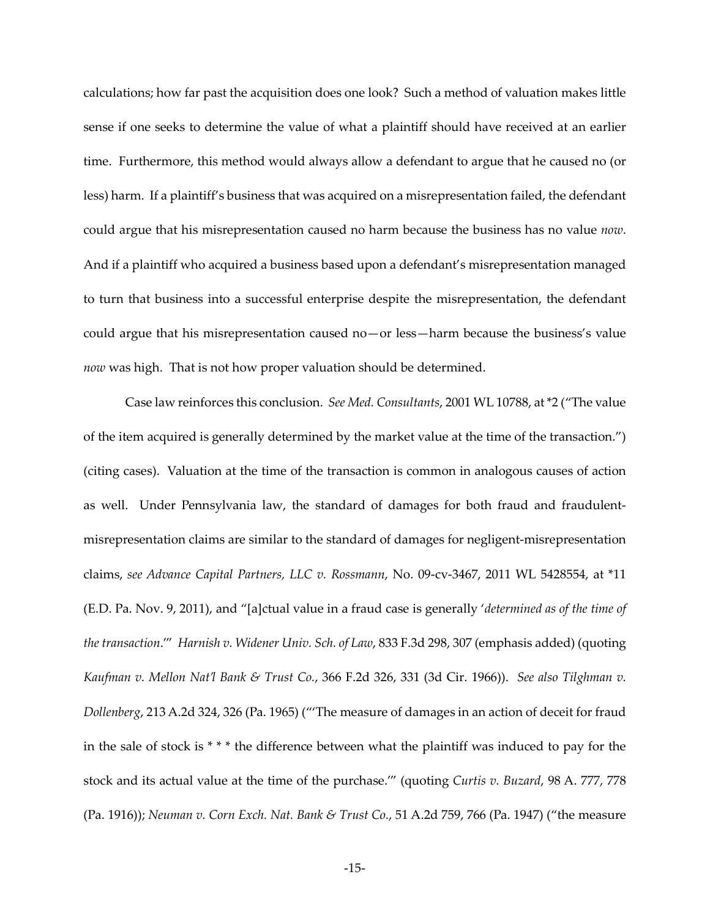calculations; how far past the acquisition does one look? Such a method of valuation makes little sense if one seeks to determine the value of what a plaintiff should have received at an earlier time. Furthermore, this method would always allow a defendant to argue that he caused no (or less) harm. If a plaintiff's business that was acquired on a misrepresentation failed, the defendant could argue that his misrepresentation caused no harm because the business has no value *now*. And if a plaintiff who acquired a business based upon a defendant's misrepresentation managed to turn that business into a successful enterprise despite the misrepresentation, the defendant could argue that his misrepresentation caused no—or less—harm because the business's value *now* was high. That is not how proper valuation should be determined.

Case law reinforces this conclusion. *See Med. Consultants*, 2001 WL 10788, at *2 ("The value of the item acquired is generally determined by the market value at the time of the transaction.") (citing cases). Valuation at the time of the transaction is common in analogous causes of action as well. Under Pennsylvania law, the standard of damages for both fraud and fraudulent-misrepresentation claims are similar to the standard of damages for negligent-misrepresentation claims, *see Advance Capital Partners, LLC v. Rossmann*, No. 09-cv-3467, 2011 WL 5428554, at *11 (E.D. Pa. Nov. 9, 2011), and "[a]ctual value in a fraud case is generally '*determined as of the time of the transaction*.'" *Harnish v. Widener Univ. Sch. of Law*, 833 F.3d 298, 307 (emphasis added) (quoting *Kaufman v. Mellon Nat'l Bank & Trust Co.*, 366 F.2d 326, 331 (3d Cir. 1966)). *See also Tilghman v. Dollenberg*, 213 A.2d 324, 326 (Pa. 1965) ("'The measure of damages in an action of deceit for fraud in the sale of stock is * * * the difference between what the plaintiff was induced to pay for the stock and its actual value at the time of the purchase.'" (quoting *Curtis v. Buzard*, 98 A. 777, 778 (Pa. 1916)); *Neuman v. Corn Exch. Nat. Bank & Trust Co.*, 51 A.2d 759, 766 (Pa. 1947) ("the measure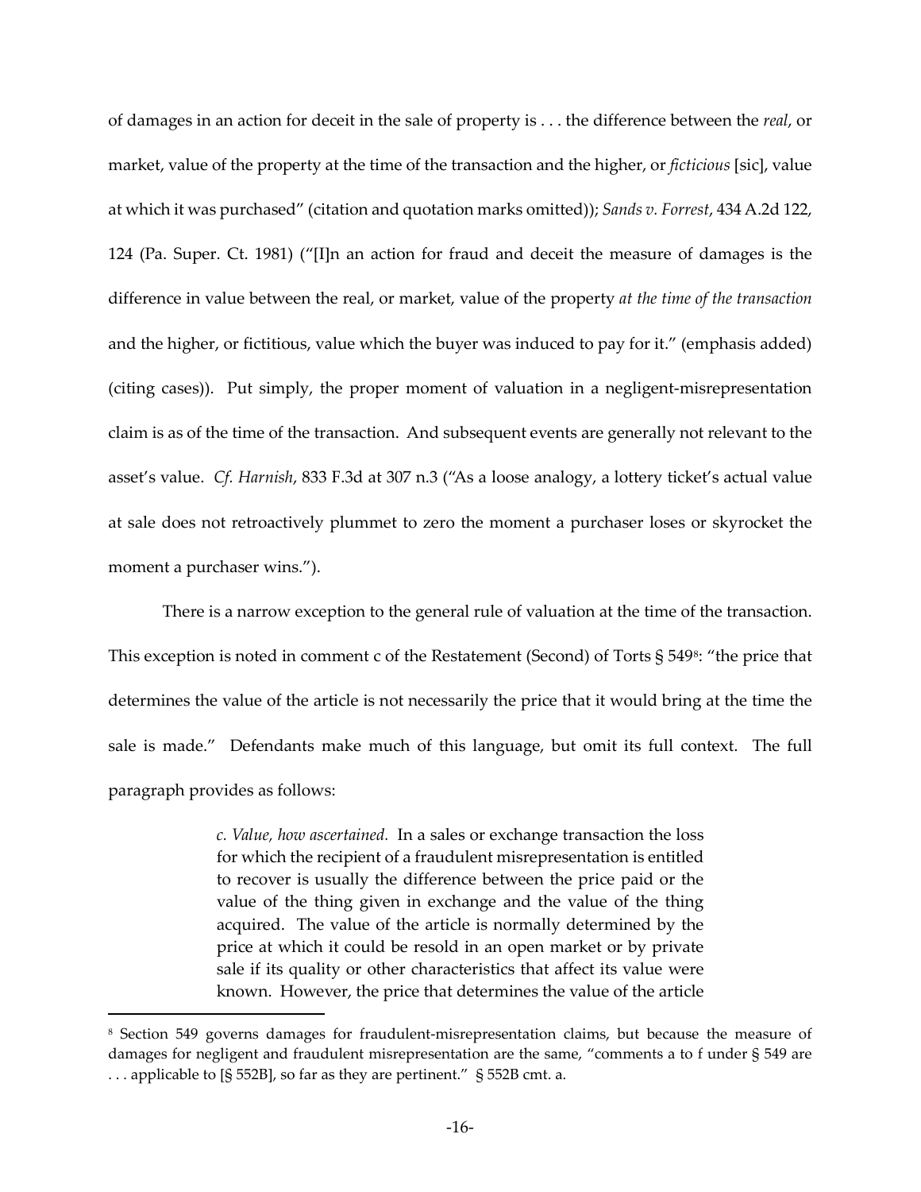of damages in an action for deceit in the sale of property is . . . the difference between the *real*, or market, value of the property at the time of the transaction and the higher, or *ficticious* [sic], value at which it was purchased" (citation and quotation marks omitted)); *Sands v. Forrest*, 434 A.2d 122, 124 (Pa. Super. Ct. 1981) ("[I]n an action for fraud and deceit the measure of damages is the difference in value between the real, or market, value of the property *at the time of the transaction* and the higher, or fictitious, value which the buyer was induced to pay for it." (emphasis added) (citing cases)). Put simply, the proper moment of valuation in a negligent-misrepresentation claim is as of the time of the transaction. And subsequent events are generally not relevant to the asset's value. *Cf. Harnish*, 833 F.3d at 307 n.3 ("As a loose analogy, a lottery ticket's actual value at sale does not retroactively plummet to zero the moment a purchaser loses or skyrocket the moment a purchaser wins.").

There is a narrow exception to the general rule of valuation at the time of the transaction. This exception is noted in comment c of the Restatement (Second) of Torts § 549[8]: "the price that determines the value of the article is not necessarily the price that it would bring at the time the sale is made." Defendants make much of this language, but omit its full context. The full paragraph provides as follows:

> *c. Value, how ascertained.* In a sales or exchange transaction the loss for which the recipient of a fraudulent misrepresentation is entitled to recover is usually the difference between the price paid or the value of the thing given in exchange and the value of the thing acquired. The value of the article is normally determined by the price at which it could be resold in an open market or by private sale if its quality or other characteristics that affect its value were known. However, the price that determines the value of the article

[8] Section 549 governs damages for fraudulent-misrepresentation claims, but because the measure of damages for negligent and fraudulent misrepresentation are the same, "comments a to f under § 549 are . . . applicable to [§ 552B], so far as they are pertinent." § 552B cmt. a.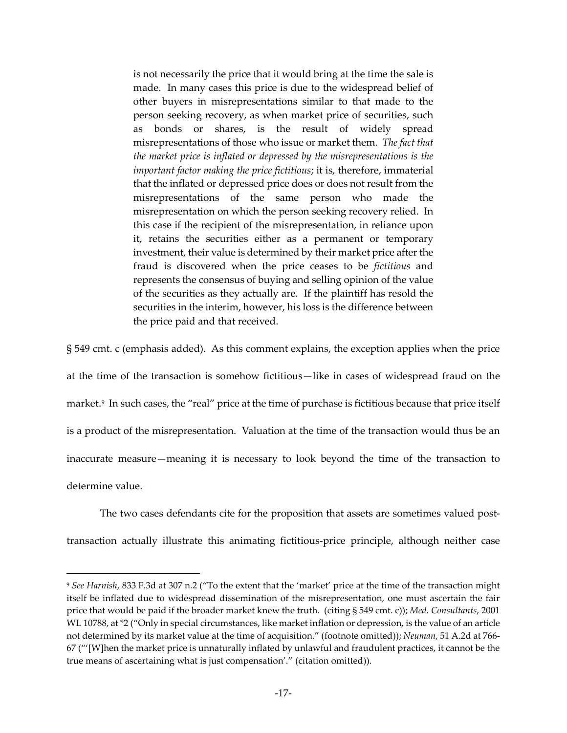> is not necessarily the price that it would bring at the time the sale is made. In many cases this price is due to the widespread belief of other buyers in misrepresentations similar to that made to the person seeking recovery, as when market price of securities, such as bonds or shares, is the result of widely spread misrepresentations of those who issue or market them. *The fact that the market price is inflated or depressed by the misrepresentations is the important factor making the price fictitious*; it is, therefore, immaterial that the inflated or depressed price does or does not result from the misrepresentations of the same person who made the misrepresentation on which the person seeking recovery relied. In this case if the recipient of the misrepresentation, in reliance upon it, retains the securities either as a permanent or temporary investment, their value is determined by their market price after the fraud is discovered when the price ceases to be *fictitious* and represents the consensus of buying and selling opinion of the value of the securities as they actually are. If the plaintiff has resold the securities in the interim, however, his loss is the difference between the price paid and that received.

§ 549 cmt. c (emphasis added). As this comment explains, the exception applies when the price at the time of the transaction is somehow fictitious—like in cases of widespread fraud on the market.[9] In such cases, the "real" price at the time of purchase is fictitious because that price itself is a product of the misrepresentation. Valuation at the time of the transaction would thus be an inaccurate measure—meaning it is necessary to look beyond the time of the transaction to determine value.

The two cases defendants cite for the proposition that assets are sometimes valued post-transaction actually illustrate this animating fictitious-price principle, although neither case

---

[9] *See Harnish*, 833 F.3d at 307 n.2 ("To the extent that the 'market' price at the time of the transaction might itself be inflated due to widespread dissemination of the misrepresentation, one must ascertain the fair price that would be paid if the broader market knew the truth. (citing § 549 cmt. c)); *Med. Consultants*, 2001 WL 10788, at *2 ("Only in special circumstances, like market inflation or depression, is the value of an article not determined by its market value at the time of acquisition." (footnote omitted)); *Neuman*, 51 A.2d at 766-67 ("'[W]hen the market price is unnaturally inflated by unlawful and fraudulent practices, it cannot be the true means of ascertaining what is just compensation'." (citation omitted)).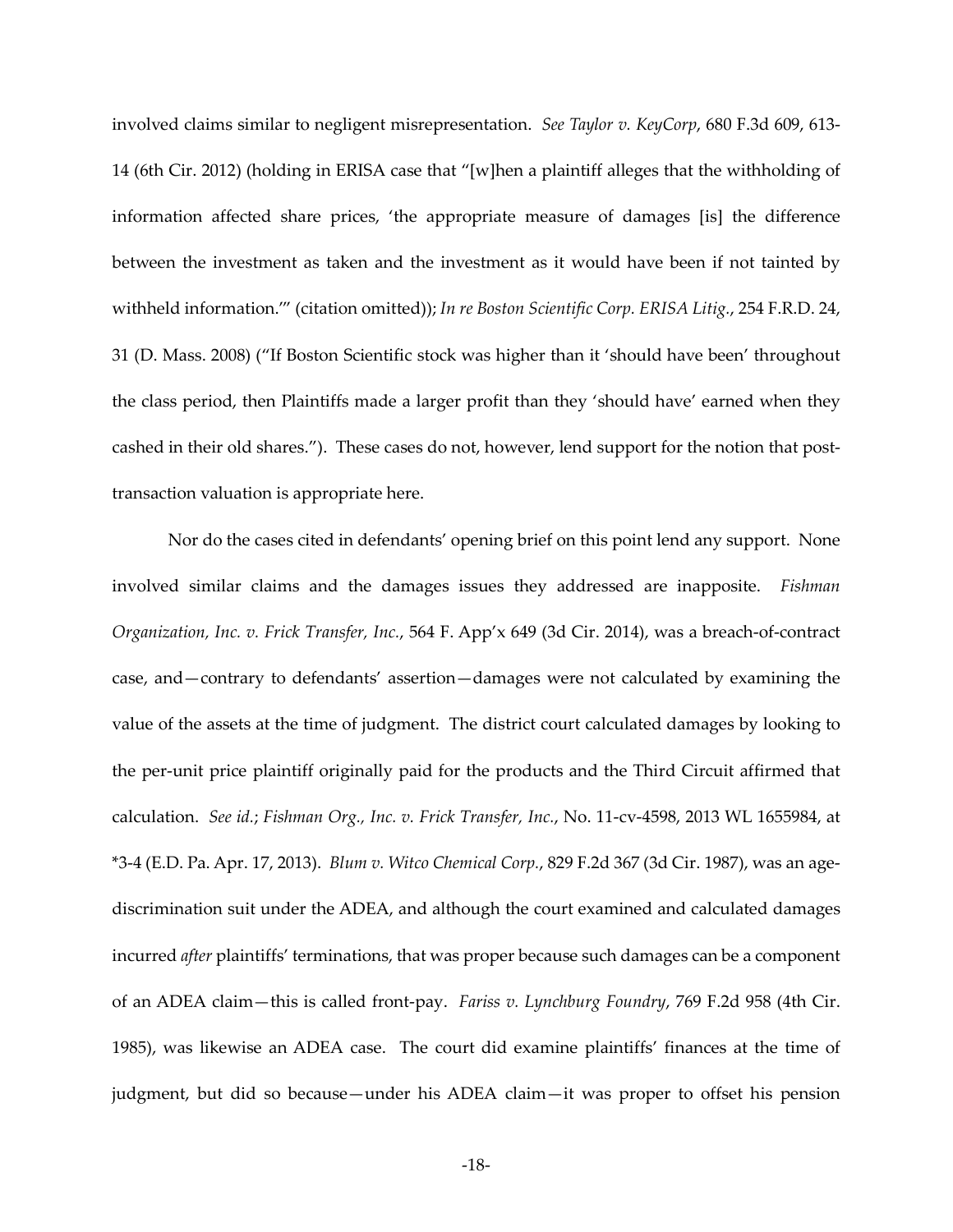involved claims similar to negligent misrepresentation. *See Taylor v. KeyCorp*, 680 F.3d 609, 613-14 (6th Cir. 2012) (holding in ERISA case that "[w]hen a plaintiff alleges that the withholding of information affected share prices, 'the appropriate measure of damages [is] the difference between the investment as taken and the investment as it would have been if not tainted by withheld information.'" (citation omitted)); *In re Boston Scientific Corp. ERISA Litig.*, 254 F.R.D. 24, 31 (D. Mass. 2008) ("If Boston Scientific stock was higher than it 'should have been' throughout the class period, then Plaintiffs made a larger profit than they 'should have' earned when they cashed in their old shares."). These cases do not, however, lend support for the notion that post-transaction valuation is appropriate here.

Nor do the cases cited in defendants' opening brief on this point lend any support. None involved similar claims and the damages issues they addressed are inapposite. *Fishman Organization, Inc. v. Frick Transfer, Inc.*, 564 F. App'x 649 (3d Cir. 2014), was a breach-of-contract case, and—contrary to defendants' assertion—damages were not calculated by examining the value of the assets at the time of judgment. The district court calculated damages by looking to the per-unit price plaintiff originally paid for the products and the Third Circuit affirmed that calculation. *See id.*; *Fishman Org., Inc. v. Frick Transfer, Inc.*, No. 11-cv-4598, 2013 WL 1655984, at *3-4 (E.D. Pa. Apr. 17, 2013). *Blum v. Witco Chemical Corp.*, 829 F.2d 367 (3d Cir. 1987), was an age-discrimination suit under the ADEA, and although the court examined and calculated damages incurred *after* plaintiffs' terminations, that was proper because such damages can be a component of an ADEA claim—this is called front-pay. *Fariss v. Lynchburg Foundry*, 769 F.2d 958 (4th Cir. 1985), was likewise an ADEA case. The court did examine plaintiffs' finances at the time of judgment, but did so because—under his ADEA claim—it was proper to offset his pension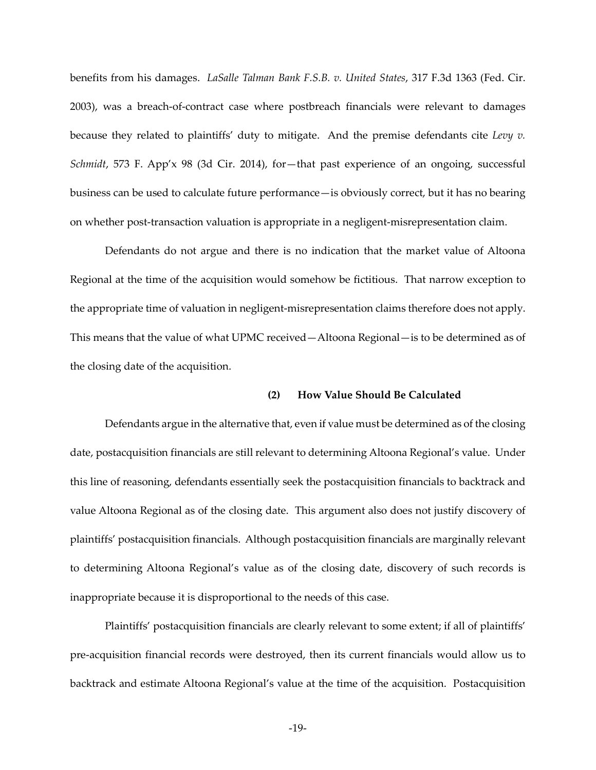benefits from his damages. *LaSalle Talman Bank F.S.B. v. United States*, 317 F.3d 1363 (Fed. Cir. 2003), was a breach-of-contract case where postbreach financials were relevant to damages because they related to plaintiffs' duty to mitigate. And the premise defendants cite *Levy v. Schmidt*, 573 F. App'x 98 (3d Cir. 2014), for—that past experience of an ongoing, successful business can be used to calculate future performance—is obviously correct, but it has no bearing on whether post-transaction valuation is appropriate in a negligent-misrepresentation claim.

Defendants do not argue and there is no indication that the market value of Altoona Regional at the time of the acquisition would somehow be fictitious. That narrow exception to the appropriate time of valuation in negligent-misrepresentation claims therefore does not apply. This means that the value of what UPMC received—Altoona Regional—is to be determined as of the closing date of the acquisition.

**(2) How Value Should Be Calculated**

Defendants argue in the alternative that, even if value must be determined as of the closing date, postacquisition financials are still relevant to determining Altoona Regional's value. Under this line of reasoning, defendants essentially seek the postacquisition financials to backtrack and value Altoona Regional as of the closing date. This argument also does not justify discovery of plaintiffs' postacquisition financials. Although postacquisition financials are marginally relevant to determining Altoona Regional's value as of the closing date, discovery of such records is inappropriate because it is disproportional to the needs of this case.

Plaintiffs' postacquisition financials are clearly relevant to some extent; if all of plaintiffs' pre-acquisition financial records were destroyed, then its current financials would allow us to backtrack and estimate Altoona Regional's value at the time of the acquisition. Postacquisition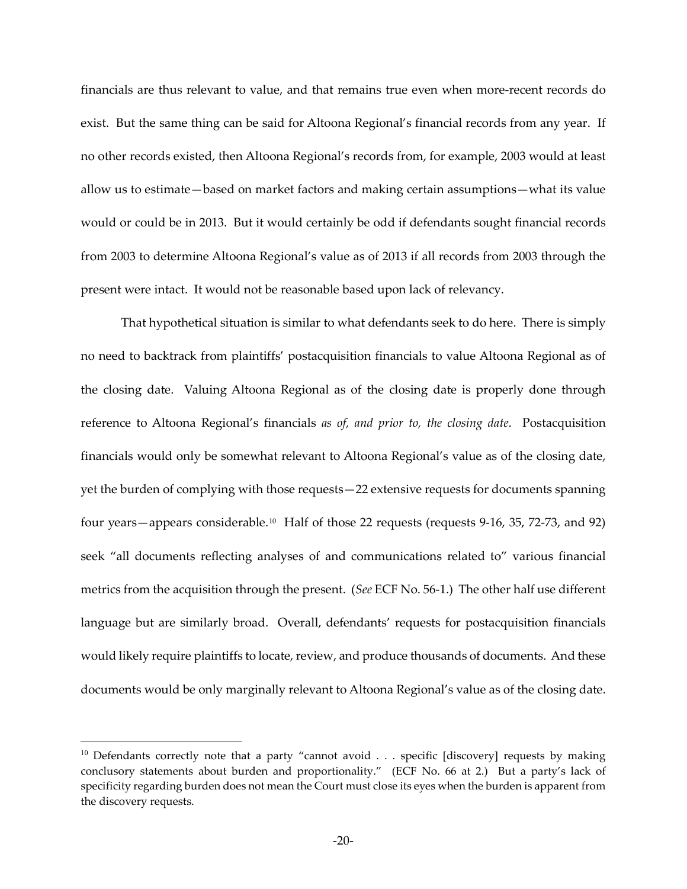financials are thus relevant to value, and that remains true even when more-recent records do exist. But the same thing can be said for Altoona Regional's financial records from any year. If no other records existed, then Altoona Regional's records from, for example, 2003 would at least allow us to estimate—based on market factors and making certain assumptions—what its value would or could be in 2013. But it would certainly be odd if defendants sought financial records from 2003 to determine Altoona Regional's value as of 2013 if all records from 2003 through the present were intact. It would not be reasonable based upon lack of relevancy.

That hypothetical situation is similar to what defendants seek to do here. There is simply no need to backtrack from plaintiffs' postacquisition financials to value Altoona Regional as of the closing date. Valuing Altoona Regional as of the closing date is properly done through reference to Altoona Regional's financials *as of, and prior to, the closing date*. Postacquisition financials would only be somewhat relevant to Altoona Regional's value as of the closing date, yet the burden of complying with those requests—22 extensive requests for documents spanning four years—appears considerable.[10] Half of those 22 requests (requests 9-16, 35, 72-73, and 92) seek "all documents reflecting analyses of and communications related to" various financial metrics from the acquisition through the present. (*See* ECF No. 56-1.) The other half use different language but are similarly broad. Overall, defendants' requests for postacquisition financials would likely require plaintiffs to locate, review, and produce thousands of documents. And these documents would be only marginally relevant to Altoona Regional's value as of the closing date.

---

[10] Defendants correctly note that a party "cannot avoid . . . specific [discovery] requests by making conclusory statements about burden and proportionality." (ECF No. 66 at 2.) But a party's lack of specificity regarding burden does not mean the Court must close its eyes when the burden is apparent from the discovery requests.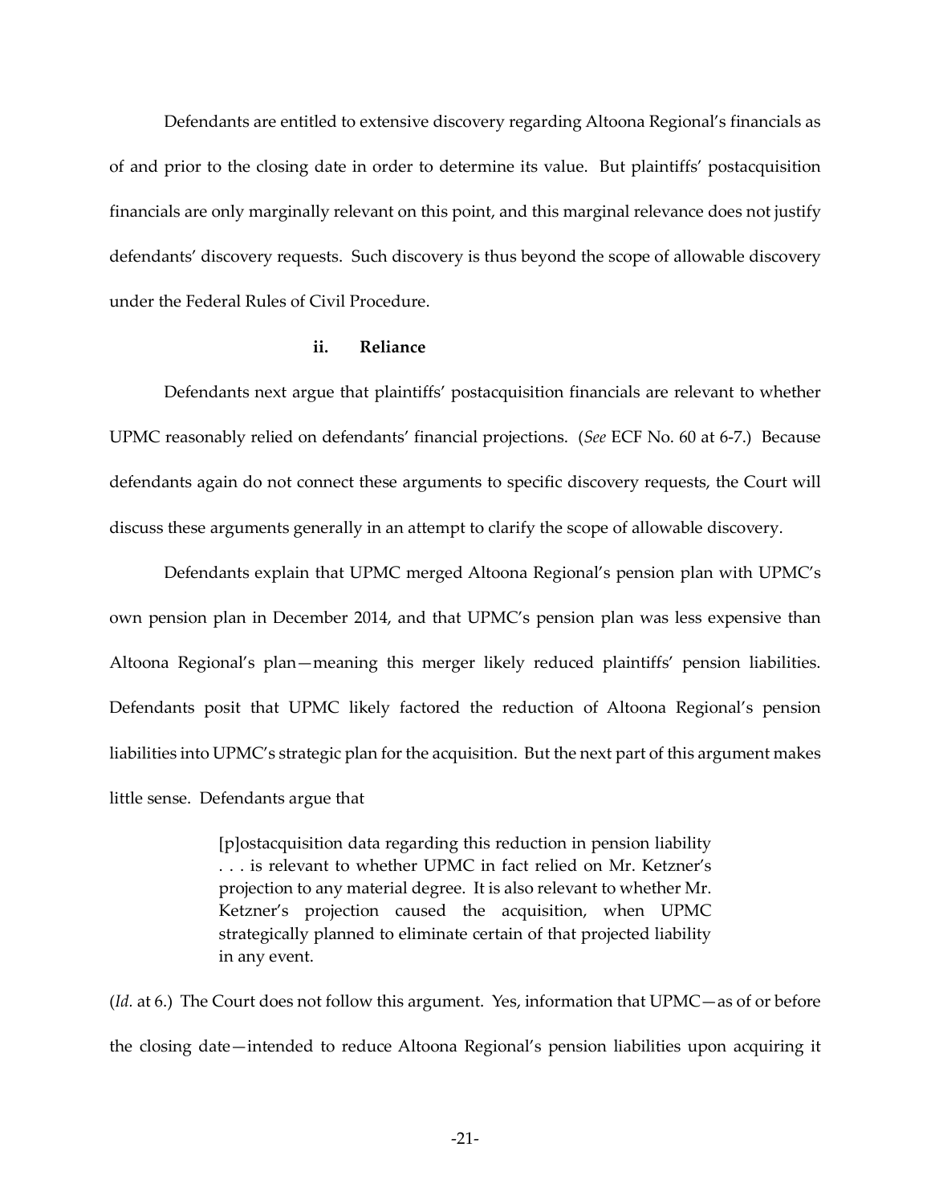Defendants are entitled to extensive discovery regarding Altoona Regional's financials as of and prior to the closing date in order to determine its value. But plaintiffs' postacquisition financials are only marginally relevant on this point, and this marginal relevance does not justify defendants' discovery requests. Such discovery is thus beyond the scope of allowable discovery under the Federal Rules of Civil Procedure.

#### ii. Reliance

Defendants next argue that plaintiffs' postacquisition financials are relevant to whether UPMC reasonably relied on defendants' financial projections. (*See* ECF No. 60 at 6-7.) Because defendants again do not connect these arguments to specific discovery requests, the Court will discuss these arguments generally in an attempt to clarify the scope of allowable discovery.

Defendants explain that UPMC merged Altoona Regional's pension plan with UPMC's own pension plan in December 2014, and that UPMC's pension plan was less expensive than Altoona Regional's plan—meaning this merger likely reduced plaintiffs' pension liabilities. Defendants posit that UPMC likely factored the reduction of Altoona Regional's pension liabilities into UPMC's strategic plan for the acquisition. But the next part of this argument makes little sense. Defendants argue that

> [p]ostacquisition data regarding this reduction in pension liability . . . is relevant to whether UPMC in fact relied on Mr. Ketzner's projection to any material degree. It is also relevant to whether Mr. Ketzner's projection caused the acquisition, when UPMC strategically planned to eliminate certain of that projected liability in any event.

(*Id.* at 6.) The Court does not follow this argument. Yes, information that UPMC—as of or before the closing date—intended to reduce Altoona Regional's pension liabilities upon acquiring it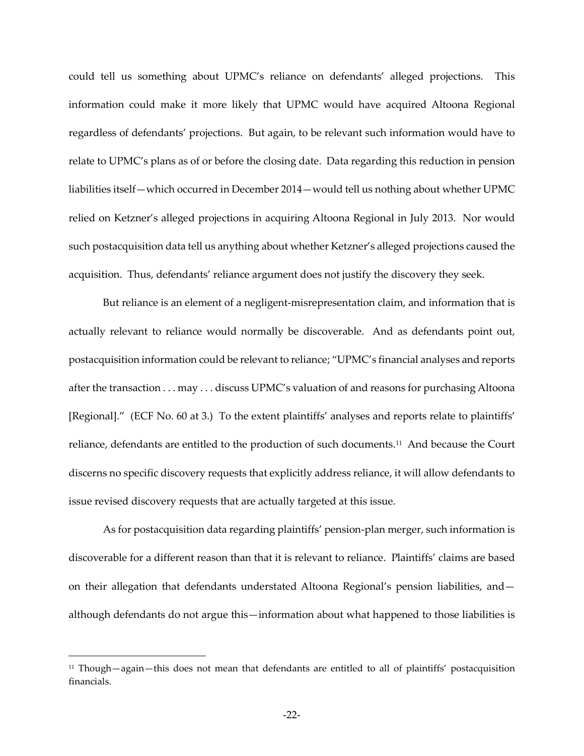could tell us something about UPMC's reliance on defendants' alleged projections. This information could make it more likely that UPMC would have acquired Altoona Regional regardless of defendants' projections. But again, to be relevant such information would have to relate to UPMC's plans as of or before the closing date. Data regarding this reduction in pension liabilities itself—which occurred in December 2014—would tell us nothing about whether UPMC relied on Ketzner's alleged projections in acquiring Altoona Regional in July 2013. Nor would such postacquisition data tell us anything about whether Ketzner's alleged projections caused the acquisition. Thus, defendants' reliance argument does not justify the discovery they seek.

But reliance is an element of a negligent-misrepresentation claim, and information that is actually relevant to reliance would normally be discoverable. And as defendants point out, postacquisition information could be relevant to reliance; "UPMC's financial analyses and reports after the transaction . . . may . . . discuss UPMC's valuation of and reasons for purchasing Altoona [Regional]." (ECF No. 60 at 3.) To the extent plaintiffs' analyses and reports relate to plaintiffs' reliance, defendants are entitled to the production of such documents.[11] And because the Court discerns no specific discovery requests that explicitly address reliance, it will allow defendants to issue revised discovery requests that are actually targeted at this issue.

As for postacquisition data regarding plaintiffs' pension-plan merger, such information is discoverable for a different reason than that it is relevant to reliance. Plaintiffs' claims are based on their allegation that defendants understated Altoona Regional's pension liabilities, and—although defendants do not argue this—information about what happened to those liabilities is

[11] Though—again—this does not mean that defendants are entitled to all of plaintiffs' postacquisition financials.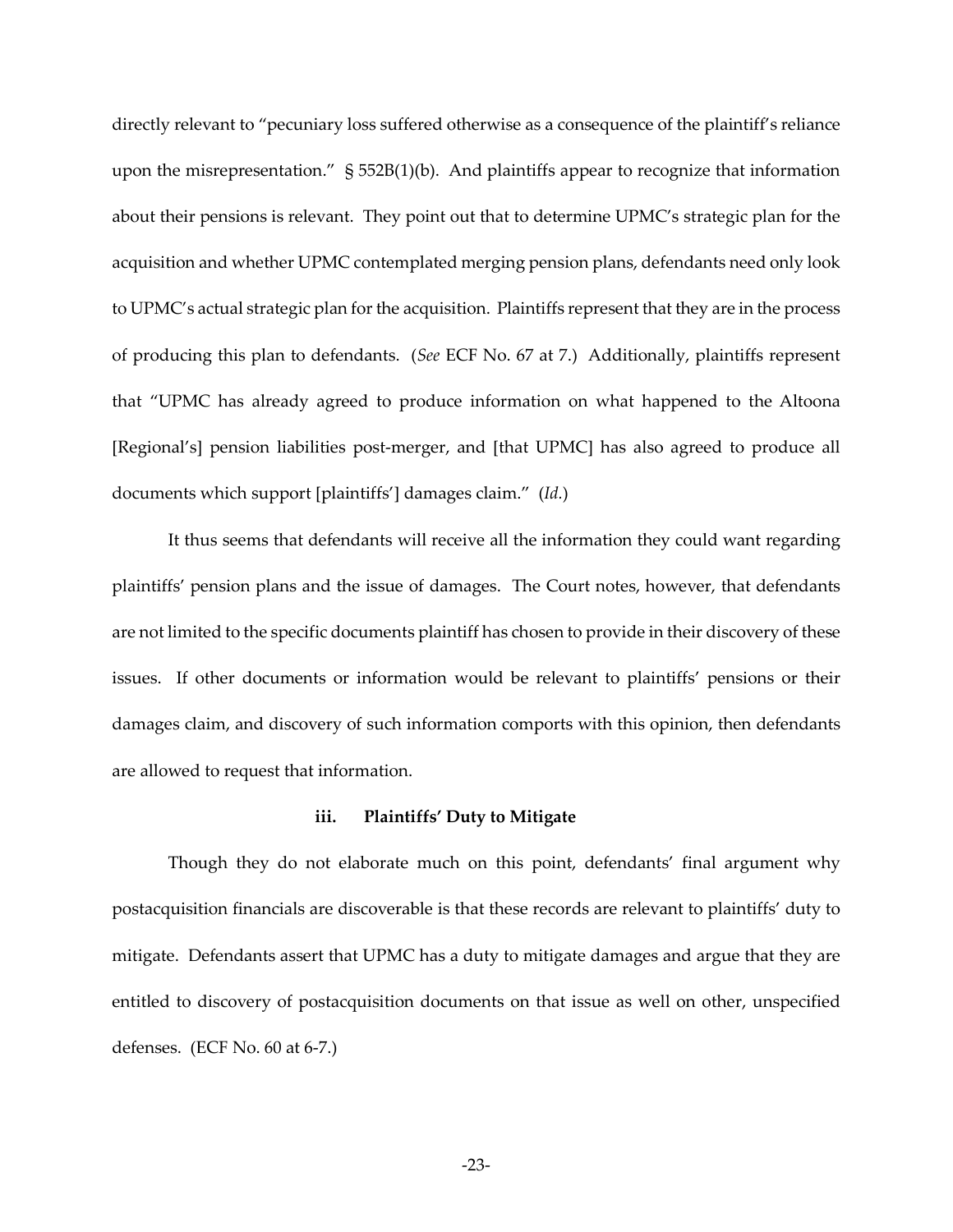directly relevant to "pecuniary loss suffered otherwise as a consequence of the plaintiff's reliance upon the misrepresentation." § 552B(1)(b). And plaintiffs appear to recognize that information about their pensions is relevant. They point out that to determine UPMC's strategic plan for the acquisition and whether UPMC contemplated merging pension plans, defendants need only look to UPMC's actual strategic plan for the acquisition. Plaintiffs represent that they are in the process of producing this plan to defendants. (*See* ECF No. 67 at 7.) Additionally, plaintiffs represent that "UPMC has already agreed to produce information on what happened to the Altoona [Regional's] pension liabilities post-merger, and [that UPMC] has also agreed to produce all documents which support [plaintiffs'] damages claim." (*Id.*)

It thus seems that defendants will receive all the information they could want regarding plaintiffs' pension plans and the issue of damages. The Court notes, however, that defendants are not limited to the specific documents plaintiff has chosen to provide in their discovery of these issues. If other documents or information would be relevant to plaintiffs' pensions or their damages claim, and discovery of such information comports with this opinion, then defendants are allowed to request that information.

**iii. Plaintiffs' Duty to Mitigate**

Though they do not elaborate much on this point, defendants' final argument why postacquisition financials are discoverable is that these records are relevant to plaintiffs' duty to mitigate. Defendants assert that UPMC has a duty to mitigate damages and argue that they are entitled to discovery of postacquisition documents on that issue as well on other, unspecified defenses. (ECF No. 60 at 6-7.)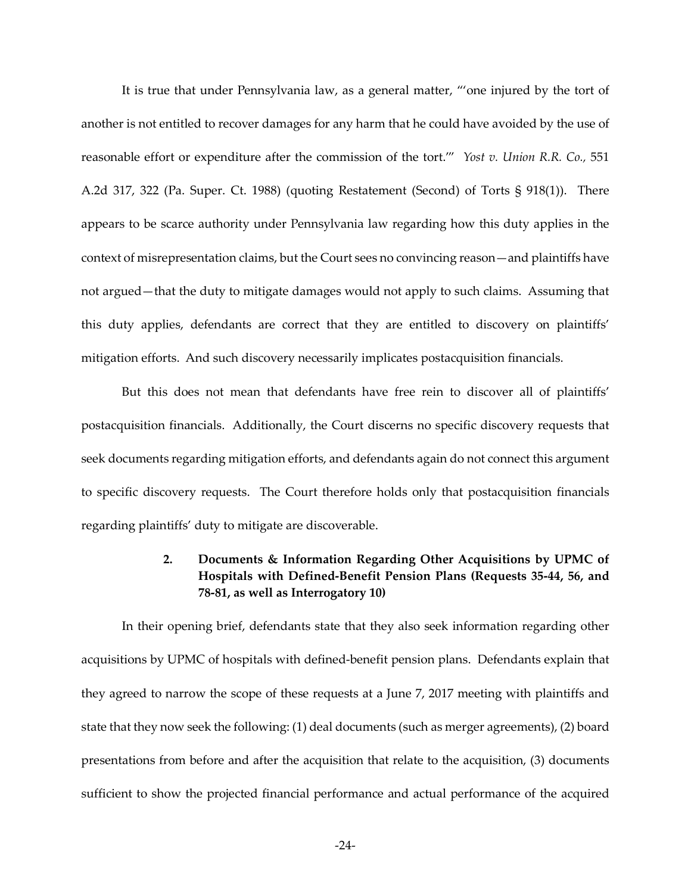It is true that under Pennsylvania law, as a general matter, "'one injured by the tort of another is not entitled to recover damages for any harm that he could have avoided by the use of reasonable effort or expenditure after the commission of the tort.'" *Yost v. Union R.R. Co.,* 551 A.2d 317, 322 (Pa. Super. Ct. 1988) (quoting Restatement (Second) of Torts § 918(1)). There appears to be scarce authority under Pennsylvania law regarding how this duty applies in the context of misrepresentation claims, but the Court sees no convincing reason—and plaintiffs have not argued—that the duty to mitigate damages would not apply to such claims. Assuming that this duty applies, defendants are correct that they are entitled to discovery on plaintiffs' mitigation efforts. And such discovery necessarily implicates postacquisition financials.

But this does not mean that defendants have free rein to discover all of plaintiffs' postacquisition financials. Additionally, the Court discerns no specific discovery requests that seek documents regarding mitigation efforts, and defendants again do not connect this argument to specific discovery requests. The Court therefore holds only that postacquisition financials regarding plaintiffs' duty to mitigate are discoverable.

### 2. Documents & Information Regarding Other Acquisitions by UPMC of Hospitals with Defined-Benefit Pension Plans (Requests 35-44, 56, and 78-81, as well as Interrogatory 10)

In their opening brief, defendants state that they also seek information regarding other acquisitions by UPMC of hospitals with defined-benefit pension plans. Defendants explain that they agreed to narrow the scope of these requests at a June 7, 2017 meeting with plaintiffs and state that they now seek the following: (1) deal documents (such as merger agreements), (2) board presentations from before and after the acquisition that relate to the acquisition, (3) documents sufficient to show the projected financial performance and actual performance of the acquired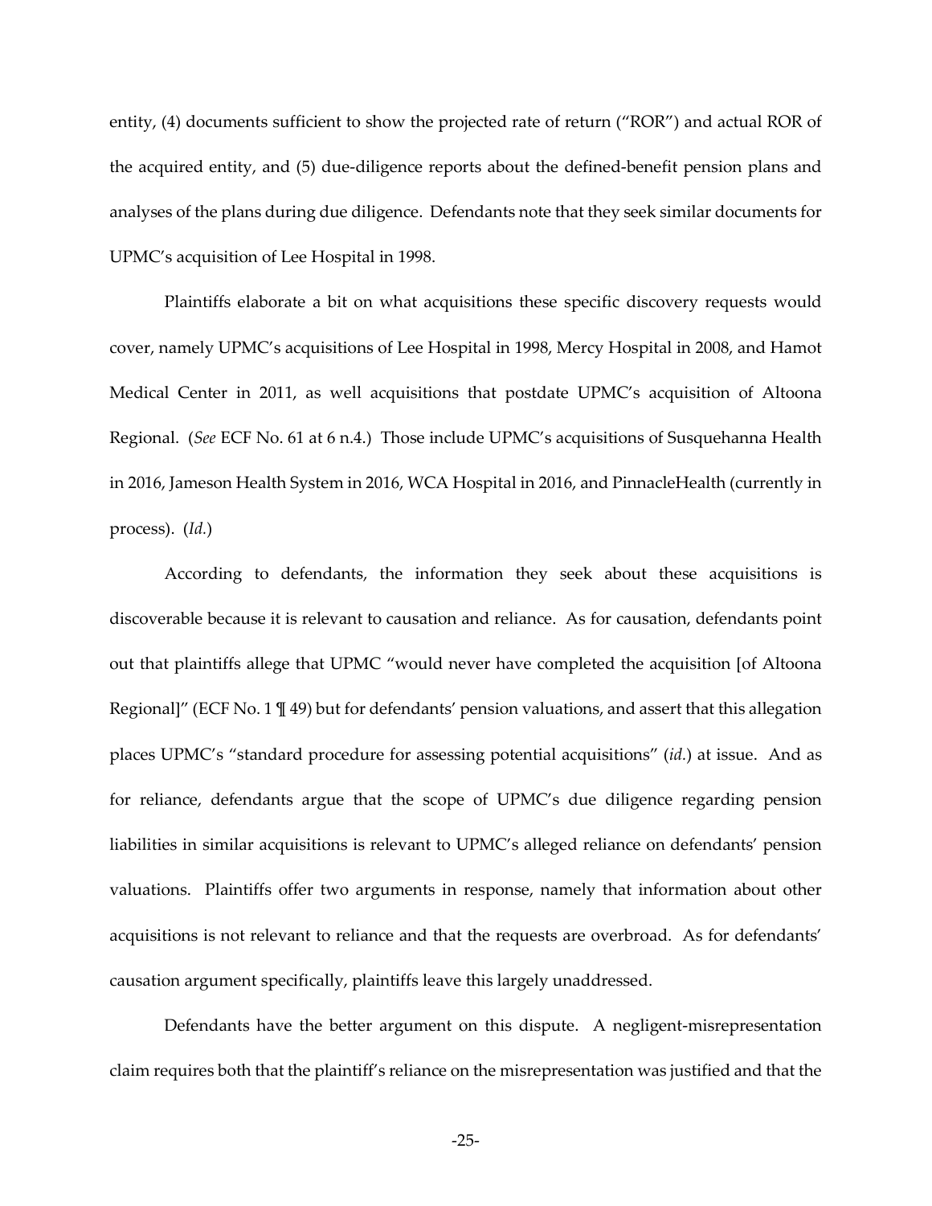entity, (4) documents sufficient to show the projected rate of return ("ROR") and actual ROR of the acquired entity, and (5) due-diligence reports about the defined-benefit pension plans and analyses of the plans during due diligence. Defendants note that they seek similar documents for UPMC's acquisition of Lee Hospital in 1998.

Plaintiffs elaborate a bit on what acquisitions these specific discovery requests would cover, namely UPMC's acquisitions of Lee Hospital in 1998, Mercy Hospital in 2008, and Hamot Medical Center in 2011, as well acquisitions that postdate UPMC's acquisition of Altoona Regional. (*See* ECF No. 61 at 6 n.4.) Those include UPMC's acquisitions of Susquehanna Health in 2016, Jameson Health System in 2016, WCA Hospital in 2016, and PinnacleHealth (currently in process). (*Id.*)

According to defendants, the information they seek about these acquisitions is discoverable because it is relevant to causation and reliance. As for causation, defendants point out that plaintiffs allege that UPMC "would never have completed the acquisition [of Altoona Regional]" (ECF No. 1 ¶ 49) but for defendants' pension valuations, and assert that this allegation places UPMC's "standard procedure for assessing potential acquisitions" (*id.*) at issue. And as for reliance, defendants argue that the scope of UPMC's due diligence regarding pension liabilities in similar acquisitions is relevant to UPMC's alleged reliance on defendants' pension valuations. Plaintiffs offer two arguments in response, namely that information about other acquisitions is not relevant to reliance and that the requests are overbroad. As for defendants' causation argument specifically, plaintiffs leave this largely unaddressed.

Defendants have the better argument on this dispute. A negligent-misrepresentation claim requires both that the plaintiff's reliance on the misrepresentation was justified and that the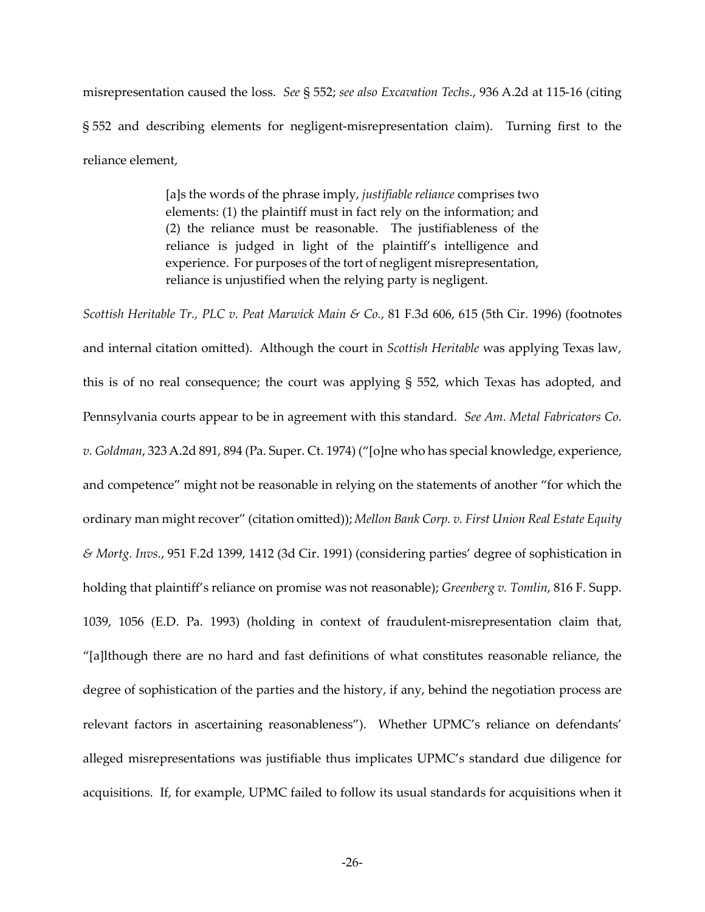misrepresentation caused the loss. *See* § 552; *see also Excavation Techs.*, 936 A.2d at 115-16 (citing § 552 and describing elements for negligent-misrepresentation claim). Turning first to the reliance element,

> [a]s the words of the phrase imply, *justifiable reliance* comprises two elements: (1) the plaintiff must in fact rely on the information; and (2) the reliance must be reasonable. The justifiableness of the reliance is judged in light of the plaintiff's intelligence and experience. For purposes of the tort of negligent misrepresentation, reliance is unjustified when the relying party is negligent.

*Scottish Heritable Tr., PLC v. Peat Marwick Main & Co.*, 81 F.3d 606, 615 (5th Cir. 1996) (footnotes and internal citation omitted). Although the court in *Scottish Heritable* was applying Texas law, this is of no real consequence; the court was applying § 552, which Texas has adopted, and Pennsylvania courts appear to be in agreement with this standard. *See Am. Metal Fabricators Co. v. Goldman*, 323 A.2d 891, 894 (Pa. Super. Ct. 1974) ("[o]ne who has special knowledge, experience, and competence" might not be reasonable in relying on the statements of another "for which the ordinary man might recover" (citation omitted)); *Mellon Bank Corp. v. First Union Real Estate Equity & Mortg. Invs.*, 951 F.2d 1399, 1412 (3d Cir. 1991) (considering parties' degree of sophistication in holding that plaintiff's reliance on promise was not reasonable); *Greenberg v. Tomlin*, 816 F. Supp. 1039, 1056 (E.D. Pa. 1993) (holding in context of fraudulent-misrepresentation claim that, "[a]lthough there are no hard and fast definitions of what constitutes reasonable reliance, the degree of sophistication of the parties and the history, if any, behind the negotiation process are relevant factors in ascertaining reasonableness"). Whether UPMC's reliance on defendants' alleged misrepresentations was justifiable thus implicates UPMC's standard due diligence for acquisitions. If, for example, UPMC failed to follow its usual standards for acquisitions when it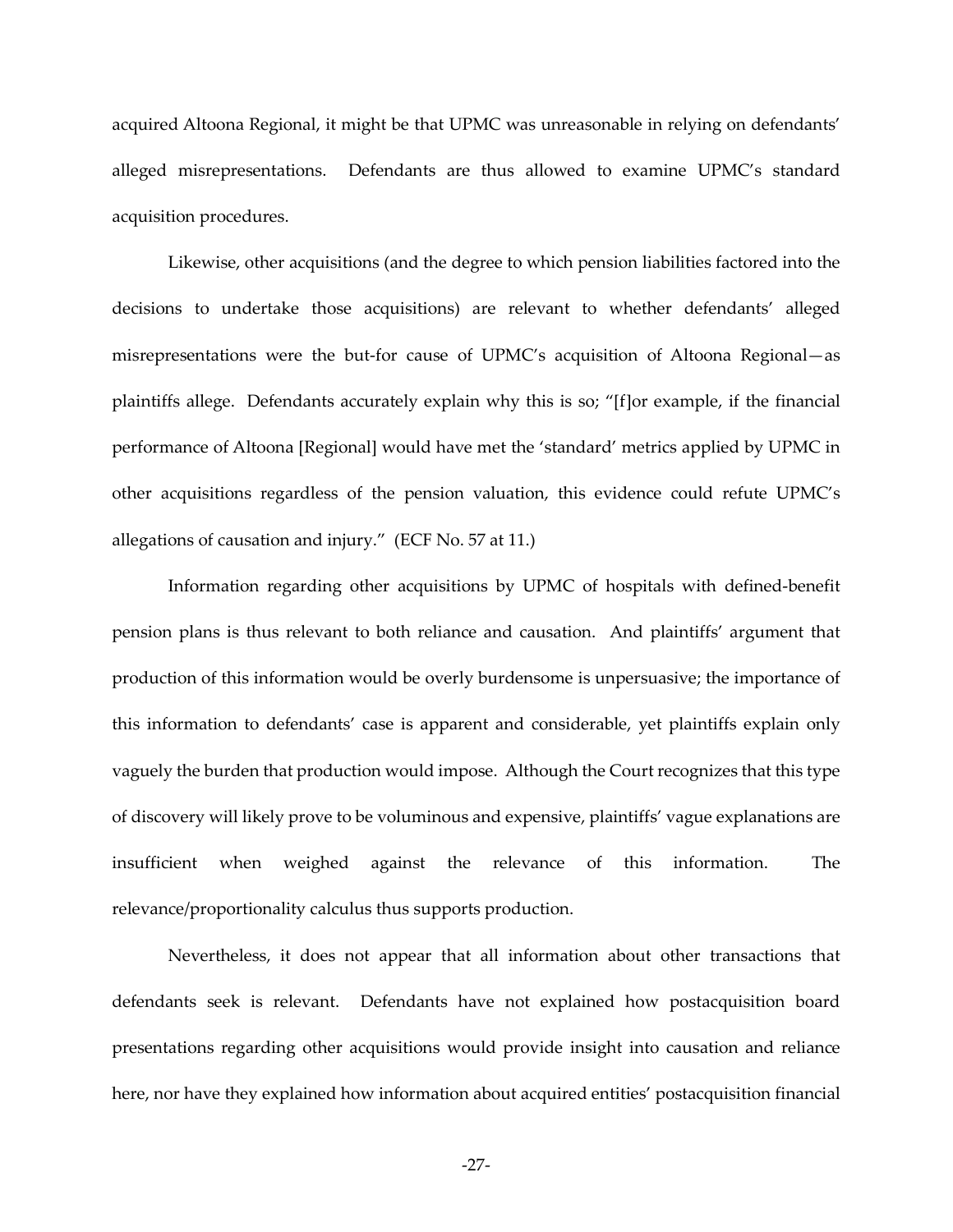acquired Altoona Regional, it might be that UPMC was unreasonable in relying on defendants' alleged misrepresentations. Defendants are thus allowed to examine UPMC's standard acquisition procedures.

Likewise, other acquisitions (and the degree to which pension liabilities factored into the decisions to undertake those acquisitions) are relevant to whether defendants' alleged misrepresentations were the but-for cause of UPMC's acquisition of Altoona Regional—as plaintiffs allege. Defendants accurately explain why this is so; "[f]or example, if the financial performance of Altoona [Regional] would have met the 'standard' metrics applied by UPMC in other acquisitions regardless of the pension valuation, this evidence could refute UPMC's allegations of causation and injury." (ECF No. 57 at 11.)

Information regarding other acquisitions by UPMC of hospitals with defined-benefit pension plans is thus relevant to both reliance and causation. And plaintiffs' argument that production of this information would be overly burdensome is unpersuasive; the importance of this information to defendants' case is apparent and considerable, yet plaintiffs explain only vaguely the burden that production would impose. Although the Court recognizes that this type of discovery will likely prove to be voluminous and expensive, plaintiffs' vague explanations are insufficient when weighed against the relevance of this information. The relevance/proportionality calculus thus supports production.

Nevertheless, it does not appear that all information about other transactions that defendants seek is relevant. Defendants have not explained how postacquisition board presentations regarding other acquisitions would provide insight into causation and reliance here, nor have they explained how information about acquired entities' postacquisition financial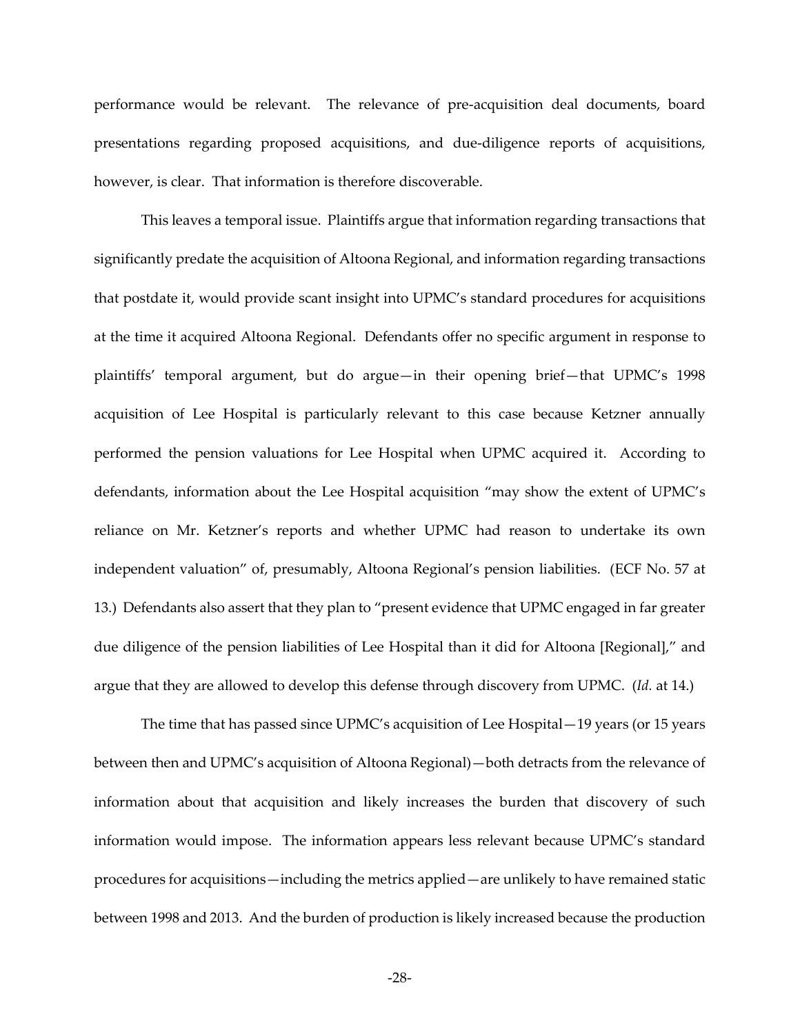performance would be relevant. The relevance of pre-acquisition deal documents, board presentations regarding proposed acquisitions, and due-diligence reports of acquisitions, however, is clear. That information is therefore discoverable.

This leaves a temporal issue. Plaintiffs argue that information regarding transactions that significantly predate the acquisition of Altoona Regional, and information regarding transactions that postdate it, would provide scant insight into UPMC's standard procedures for acquisitions at the time it acquired Altoona Regional. Defendants offer no specific argument in response to plaintiffs' temporal argument, but do argue—in their opening brief—that UPMC's 1998 acquisition of Lee Hospital is particularly relevant to this case because Ketzner annually performed the pension valuations for Lee Hospital when UPMC acquired it. According to defendants, information about the Lee Hospital acquisition "may show the extent of UPMC's reliance on Mr. Ketzner's reports and whether UPMC had reason to undertake its own independent valuation" of, presumably, Altoona Regional's pension liabilities. (ECF No. 57 at 13.) Defendants also assert that they plan to "present evidence that UPMC engaged in far greater due diligence of the pension liabilities of Lee Hospital than it did for Altoona [Regional]," and argue that they are allowed to develop this defense through discovery from UPMC. (*Id.* at 14.)

The time that has passed since UPMC's acquisition of Lee Hospital—19 years (or 15 years between then and UPMC's acquisition of Altoona Regional)—both detracts from the relevance of information about that acquisition and likely increases the burden that discovery of such information would impose. The information appears less relevant because UPMC's standard procedures for acquisitions—including the metrics applied—are unlikely to have remained static between 1998 and 2013. And the burden of production is likely increased because the production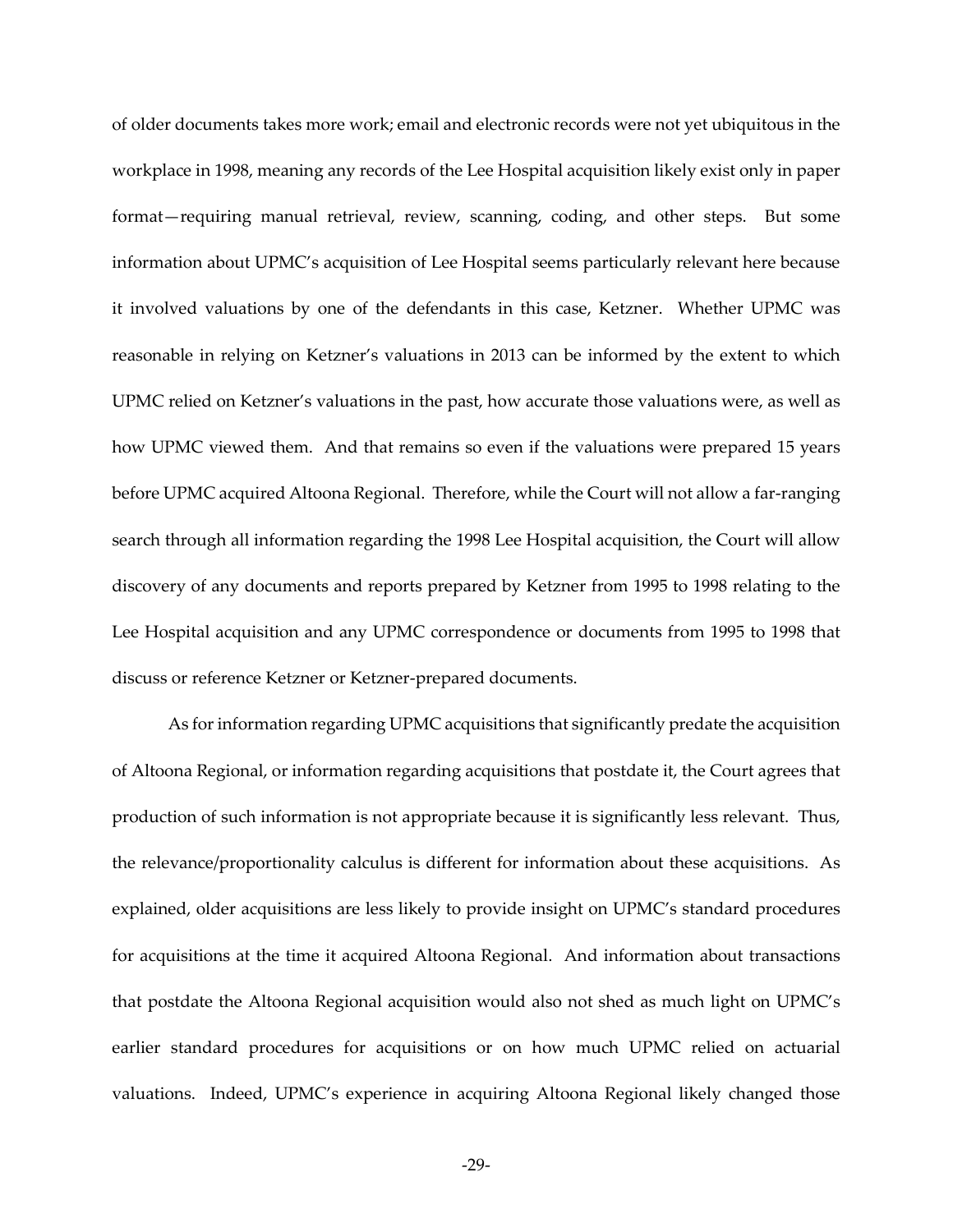of older documents takes more work; email and electronic records were not yet ubiquitous in the workplace in 1998, meaning any records of the Lee Hospital acquisition likely exist only in paper format—requiring manual retrieval, review, scanning, coding, and other steps. But some information about UPMC's acquisition of Lee Hospital seems particularly relevant here because it involved valuations by one of the defendants in this case, Ketzner. Whether UPMC was reasonable in relying on Ketzner's valuations in 2013 can be informed by the extent to which UPMC relied on Ketzner's valuations in the past, how accurate those valuations were, as well as how UPMC viewed them. And that remains so even if the valuations were prepared 15 years before UPMC acquired Altoona Regional. Therefore, while the Court will not allow a far-ranging search through all information regarding the 1998 Lee Hospital acquisition, the Court will allow discovery of any documents and reports prepared by Ketzner from 1995 to 1998 relating to the Lee Hospital acquisition and any UPMC correspondence or documents from 1995 to 1998 that discuss or reference Ketzner or Ketzner-prepared documents.

As for information regarding UPMC acquisitions that significantly predate the acquisition of Altoona Regional, or information regarding acquisitions that postdate it, the Court agrees that production of such information is not appropriate because it is significantly less relevant. Thus, the relevance/proportionality calculus is different for information about these acquisitions. As explained, older acquisitions are less likely to provide insight on UPMC's standard procedures for acquisitions at the time it acquired Altoona Regional. And information about transactions that postdate the Altoona Regional acquisition would also not shed as much light on UPMC's earlier standard procedures for acquisitions or on how much UPMC relied on actuarial valuations. Indeed, UPMC's experience in acquiring Altoona Regional likely changed those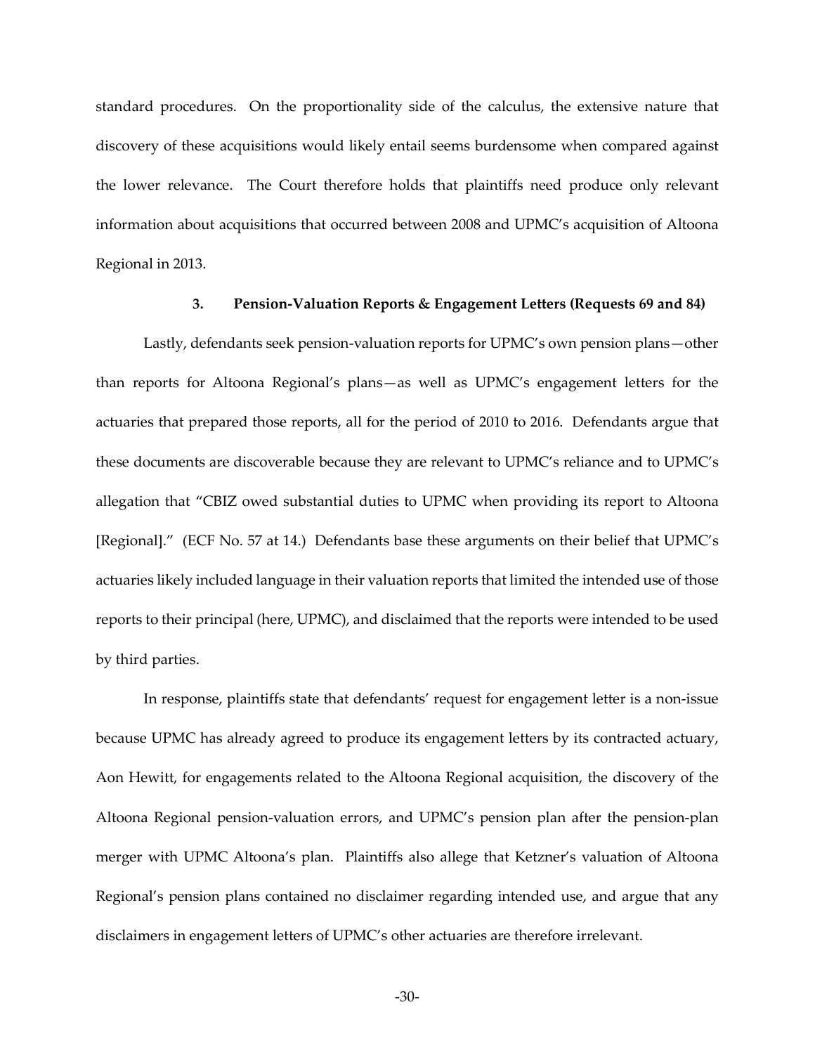standard procedures. On the proportionality side of the calculus, the extensive nature that discovery of these acquisitions would likely entail seems burdensome when compared against the lower relevance. The Court therefore holds that plaintiffs need produce only relevant information about acquisitions that occurred between 2008 and UPMC's acquisition of Altoona Regional in 2013.

### 3. Pension-Valuation Reports & Engagement Letters (Requests 69 and 84)

Lastly, defendants seek pension-valuation reports for UPMC's own pension plans—other than reports for Altoona Regional's plans—as well as UPMC's engagement letters for the actuaries that prepared those reports, all for the period of 2010 to 2016. Defendants argue that these documents are discoverable because they are relevant to UPMC's reliance and to UPMC's allegation that "CBIZ owed substantial duties to UPMC when providing its report to Altoona [Regional]." (ECF No. 57 at 14.) Defendants base these arguments on their belief that UPMC's actuaries likely included language in their valuation reports that limited the intended use of those reports to their principal (here, UPMC), and disclaimed that the reports were intended to be used by third parties.

In response, plaintiffs state that defendants' request for engagement letter is a non-issue because UPMC has already agreed to produce its engagement letters by its contracted actuary, Aon Hewitt, for engagements related to the Altoona Regional acquisition, the discovery of the Altoona Regional pension-valuation errors, and UPMC's pension plan after the pension-plan merger with UPMC Altoona's plan. Plaintiffs also allege that Ketzner's valuation of Altoona Regional's pension plans contained no disclaimer regarding intended use, and argue that any disclaimers in engagement letters of UPMC's other actuaries are therefore irrelevant.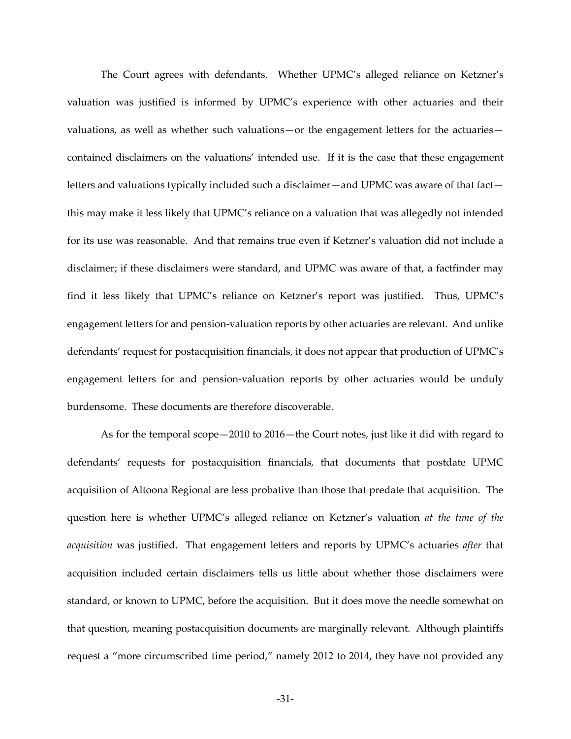The Court agrees with defendants. Whether UPMC's alleged reliance on Ketzner's valuation was justified is informed by UPMC's experience with other actuaries and their valuations, as well as whether such valuations—or the engagement letters for the actuaries—contained disclaimers on the valuations' intended use. If it is the case that these engagement letters and valuations typically included such a disclaimer—and UPMC was aware of that fact—this may make it less likely that UPMC's reliance on a valuation that was allegedly not intended for its use was reasonable. And that remains true even if Ketzner's valuation did not include a disclaimer; if these disclaimers were standard, and UPMC was aware of that, a factfinder may find it less likely that UPMC's reliance on Ketzner's report was justified. Thus, UPMC's engagement letters for and pension-valuation reports by other actuaries are relevant. And unlike defendants' request for postacquisition financials, it does not appear that production of UPMC's engagement letters for and pension-valuation reports by other actuaries would be unduly burdensome. These documents are therefore discoverable.

As for the temporal scope—2010 to 2016—the Court notes, just like it did with regard to defendants' requests for postacquisition financials, that documents that postdate UPMC acquisition of Altoona Regional are less probative than those that predate that acquisition. The question here is whether UPMC's alleged reliance on Ketzner's valuation *at the time of the acquisition* was justified. That engagement letters and reports by UPMC's actuaries *after* that acquisition included certain disclaimers tells us little about whether those disclaimers were standard, or known to UPMC, before the acquisition. But it does move the needle somewhat on that question, meaning postacquisition documents are marginally relevant. Although plaintiffs request a "more circumscribed time period," namely 2012 to 2014, they have not provided any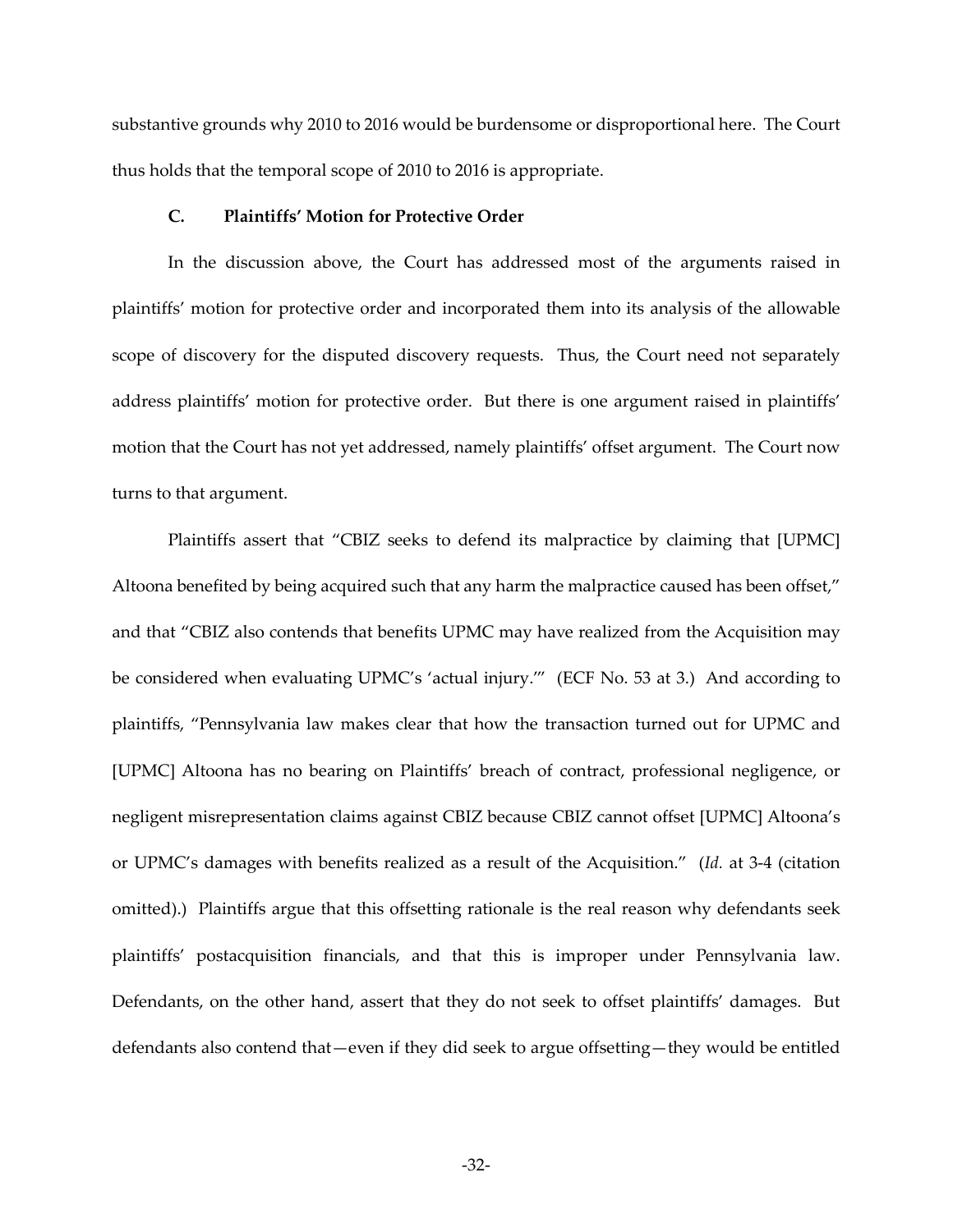substantive grounds why 2010 to 2016 would be burdensome or disproportional here. The Court thus holds that the temporal scope of 2010 to 2016 is appropriate.

### C. Plaintiffs' Motion for Protective Order

In the discussion above, the Court has addressed most of the arguments raised in plaintiffs' motion for protective order and incorporated them into its analysis of the allowable scope of discovery for the disputed discovery requests. Thus, the Court need not separately address plaintiffs' motion for protective order. But there is one argument raised in plaintiffs' motion that the Court has not yet addressed, namely plaintiffs' offset argument. The Court now turns to that argument.

Plaintiffs assert that "CBIZ seeks to defend its malpractice by claiming that [UPMC] Altoona benefited by being acquired such that any harm the malpractice caused has been offset," and that "CBIZ also contends that benefits UPMC may have realized from the Acquisition may be considered when evaluating UPMC's 'actual injury.'" (ECF No. 53 at 3.) And according to plaintiffs, "Pennsylvania law makes clear that how the transaction turned out for UPMC and [UPMC] Altoona has no bearing on Plaintiffs' breach of contract, professional negligence, or negligent misrepresentation claims against CBIZ because CBIZ cannot offset [UPMC] Altoona's or UPMC's damages with benefits realized as a result of the Acquisition." (*Id.* at 3-4 (citation omitted).) Plaintiffs argue that this offsetting rationale is the real reason why defendants seek plaintiffs' postacquisition financials, and that this is improper under Pennsylvania law. Defendants, on the other hand, assert that they do not seek to offset plaintiffs' damages. But defendants also contend that—even if they did seek to argue offsetting—they would be entitled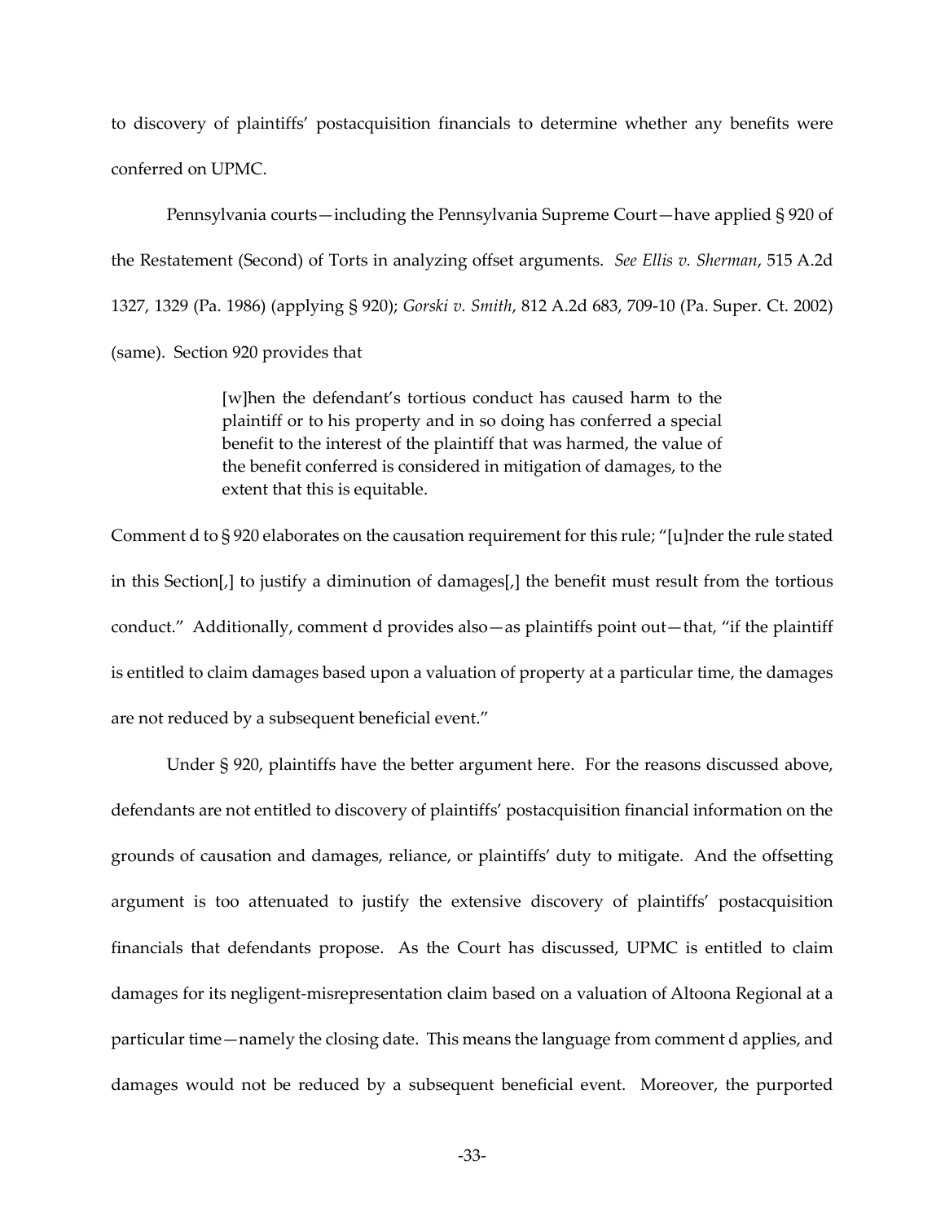to discovery of plaintiffs' postacquisition financials to determine whether any benefits were conferred on UPMC.

Pennsylvania courts—including the Pennsylvania Supreme Court—have applied § 920 of the Restatement (Second) of Torts in analyzing offset arguments. *See Ellis v. Sherman*, 515 A.2d 1327, 1329 (Pa. 1986) (applying § 920); *Gorski v. Smith*, 812 A.2d 683, 709-10 (Pa. Super. Ct. 2002) (same). Section 920 provides that

> [w]hen the defendant's tortious conduct has caused harm to the plaintiff or to his property and in so doing has conferred a special benefit to the interest of the plaintiff that was harmed, the value of the benefit conferred is considered in mitigation of damages, to the extent that this is equitable.

Comment d to § 920 elaborates on the causation requirement for this rule; "[u]nder the rule stated in this Section[,] to justify a diminution of damages[,] the benefit must result from the tortious conduct." Additionally, comment d provides also—as plaintiffs point out—that, "if the plaintiff is entitled to claim damages based upon a valuation of property at a particular time, the damages are not reduced by a subsequent beneficial event."

Under § 920, plaintiffs have the better argument here. For the reasons discussed above, defendants are not entitled to discovery of plaintiffs' postacquisition financial information on the grounds of causation and damages, reliance, or plaintiffs' duty to mitigate. And the offsetting argument is too attenuated to justify the extensive discovery of plaintiffs' postacquisition financials that defendants propose. As the Court has discussed, UPMC is entitled to claim damages for its negligent-misrepresentation claim based on a valuation of Altoona Regional at a particular time—namely the closing date. This means the language from comment d applies, and damages would not be reduced by a subsequent beneficial event. Moreover, the purported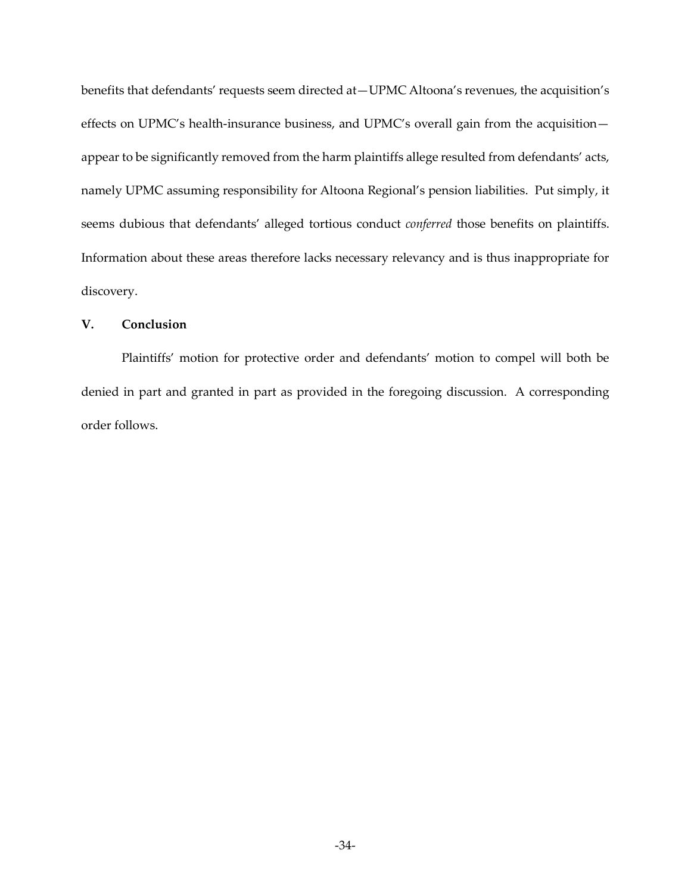benefits that defendants' requests seem directed at—UPMC Altoona's revenues, the acquisition's effects on UPMC's health-insurance business, and UPMC's overall gain from the acquisition—appear to be significantly removed from the harm plaintiffs allege resulted from defendants' acts, namely UPMC assuming responsibility for Altoona Regional's pension liabilities. Put simply, it seems dubious that defendants' alleged tortious conduct *conferred* those benefits on plaintiffs. Information about these areas therefore lacks necessary relevancy and is thus inappropriate for discovery.

## V. Conclusion

Plaintiffs' motion for protective order and defendants' motion to compel will both be denied in part and granted in part as provided in the foregoing discussion. A corresponding order follows.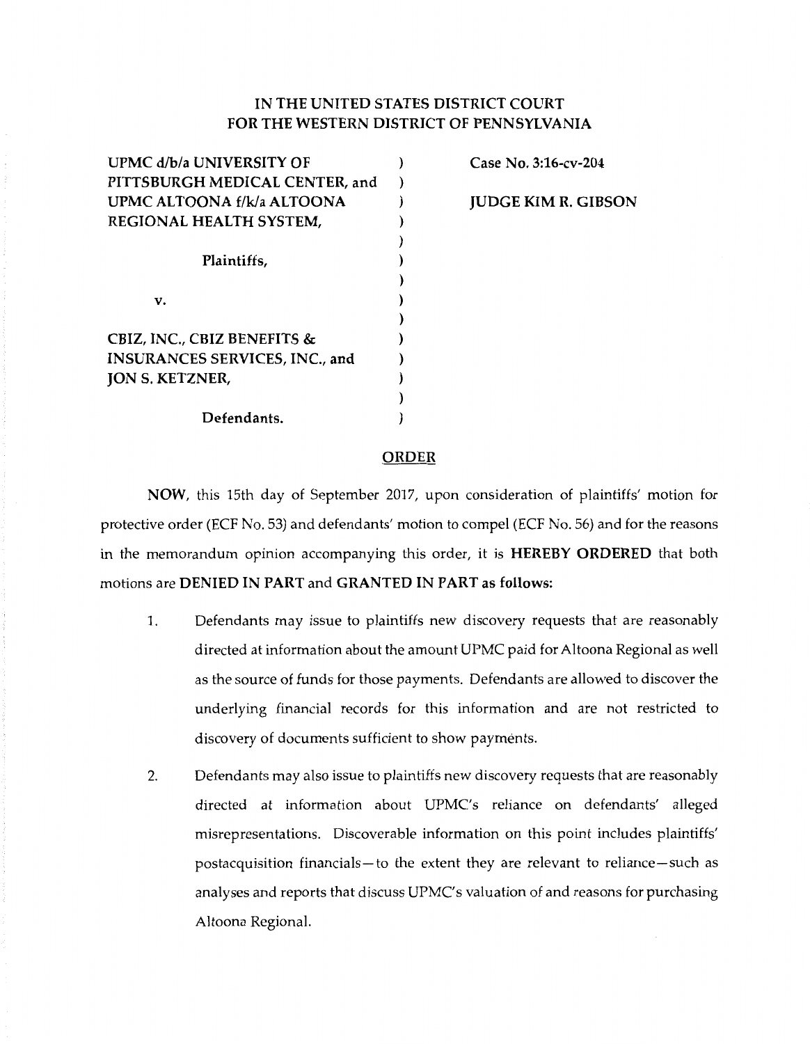# IN THE UNITED STATES DISTRICT COURT FOR THE WESTERN DISTRICT OF PENNSYLVANIA

| | | |
|---|---|---|
| UPMC d/b/a UNIVERSITY OF PITTSBURGH MEDICAL CENTER, and UPMC ALTOONA f/k/a ALTOONA REGIONAL HEALTH SYSTEM, | ) | Case No. 3:16-cv-204 |
| Plaintiffs, | ) | JUDGE KIM R. GIBSON |
| v. | ) | |
| CBIZ, INC., CBIZ BENEFITS & INSURANCES SERVICES, INC., and JON S. KETZNER, | ) | |
| Defendants. | ) | |

## ORDER

**NOW**, this 15th day of September 2017, upon consideration of plaintiffs' motion for protective order (ECF No. 53) and defendants' motion to compel (ECF No. 56) and for the reasons in the memorandum opinion accompanying this order, it is **HEREBY ORDERED** that both motions are **DENIED IN PART** and **GRANTED IN PART as follows:**

1. Defendants may issue to plaintiffs new discovery requests that are reasonably directed at information about the amount UPMC paid for Altoona Regional as well as the source of funds for those payments. Defendants are allowed to discover the underlying financial records for this information and are not restricted to discovery of documents sufficient to show payments.

2. Defendants may also issue to plaintiffs new discovery requests that are reasonably directed at information about UPMC's reliance on defendants' alleged misrepresentations. Discoverable information on this point includes plaintiffs' postacquisition financials—to the extent they are relevant to reliance—such as analyses and reports that discuss UPMC's valuation of and reasons for purchasing Altoona Regional.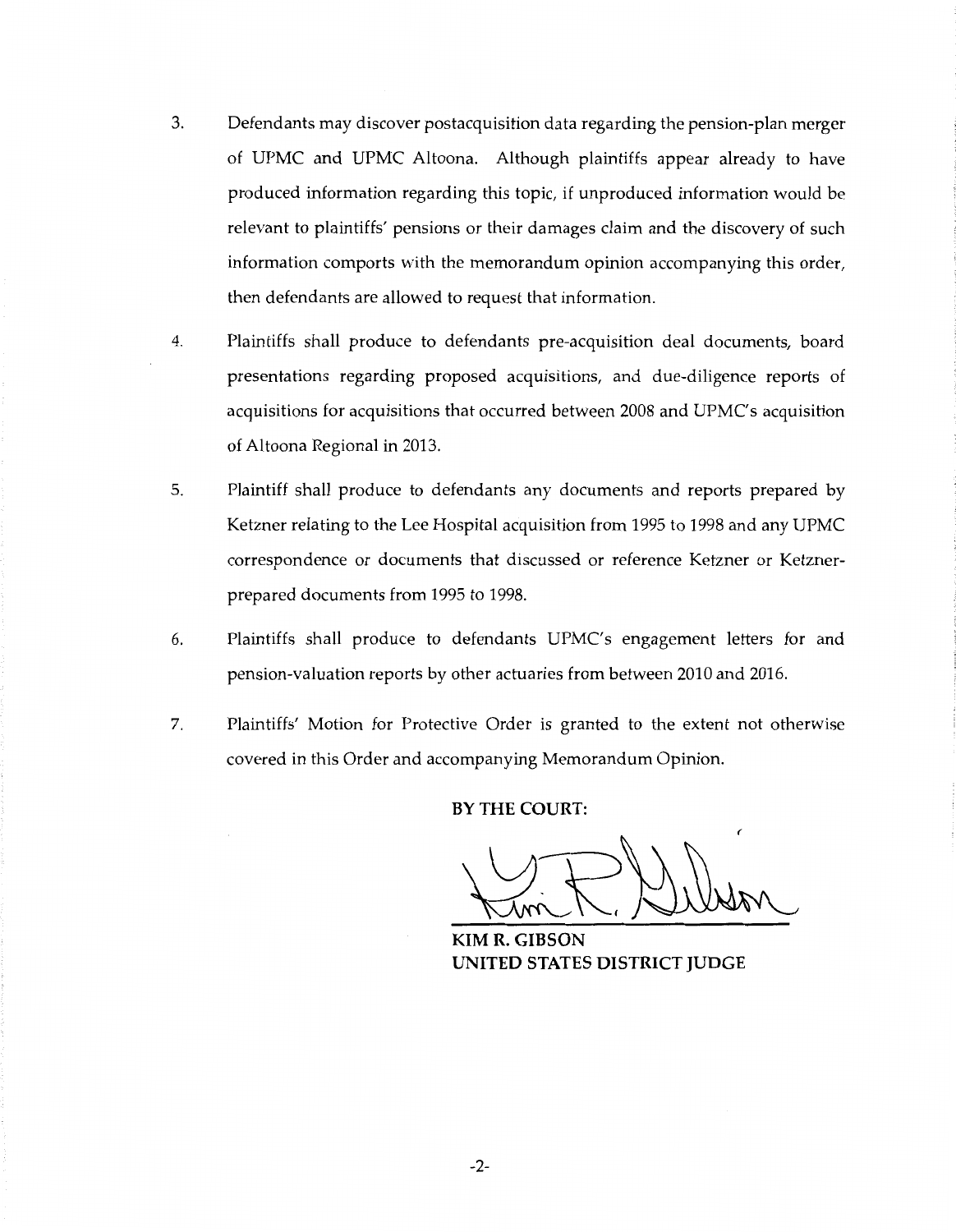3. Defendants may discover postacquisition data regarding the pension-plan merger of UPMC and UPMC Altoona. Although plaintiffs appear already to have produced information regarding this topic, if unproduced information would be relevant to plaintiffs' pensions or their damages claim and the discovery of such information comports with the memorandum opinion accompanying this order, then defendants are allowed to request that information.

4. Plaintiffs shall produce to defendants pre-acquisition deal documents, board presentations regarding proposed acquisitions, and due-diligence reports of acquisitions for acquisitions that occurred between 2008 and UPMC's acquisition of Altoona Regional in 2013.

5. Plaintiff shall produce to defendants any documents and reports prepared by Ketzner relating to the Lee Hospital acquisition from 1995 to 1998 and any UPMC correspondence or documents that discussed or reference Ketzner or Ketzner-prepared documents from 1995 to 1998.

6. Plaintiffs shall produce to defendants UPMC's engagement letters for and pension-valuation reports by other actuaries from between 2010 and 2016.

7. Plaintiffs' Motion for Protective Order is granted to the extent not otherwise covered in this Order and accompanying Memorandum Opinion.

**BY THE COURT:**

**KIM R. GIBSON**
**UNITED STATES DISTRICT JUDGE**